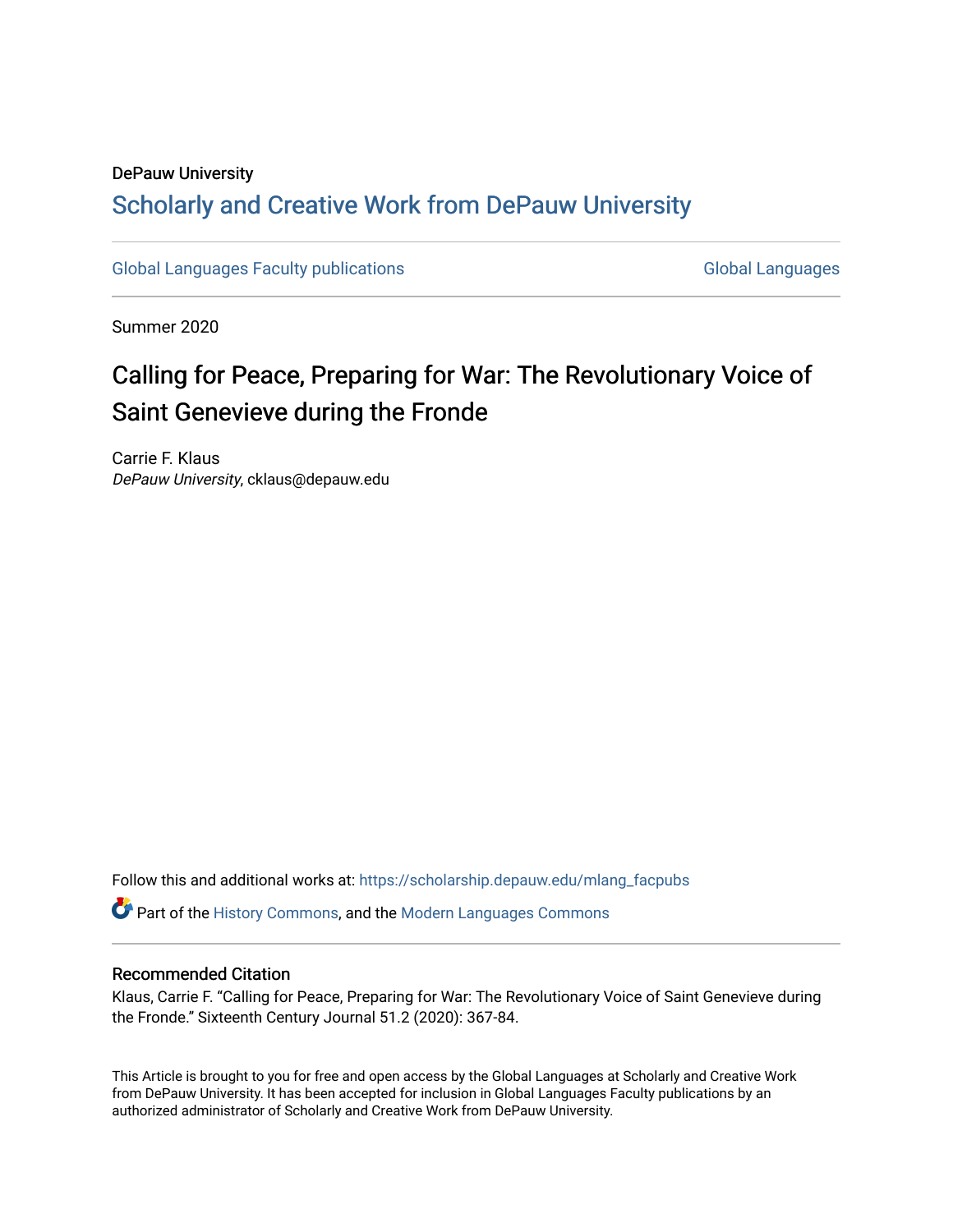DePauw University

# Scholarly and Creative Work from DePauw University

Global Languages Faculty publications | Global Languages

Summer 2020

## Calling for Peace, Preparing for War: The Revolutionary Voice of Saint Genevieve during the Fronde

Carrie F. Klaus
*DePauw University*, cklaus@depauw.edu

Follow this and additional works at: https://scholarship.depauw.edu/mlang_facpubs

Part of the History Commons, and the Modern Languages Commons

### Recommended Citation

Klaus, Carrie F. "Calling for Peace, Preparing for War: The Revolutionary Voice of Saint Genevieve during the Fronde." Sixteenth Century Journal 51.2 (2020): 367-84.

This Article is brought to you for free and open access by the Global Languages at Scholarly and Creative Work from DePauw University. It has been accepted for inclusion in Global Languages Faculty publications by an authorized administrator of Scholarly and Creative Work from DePauw University.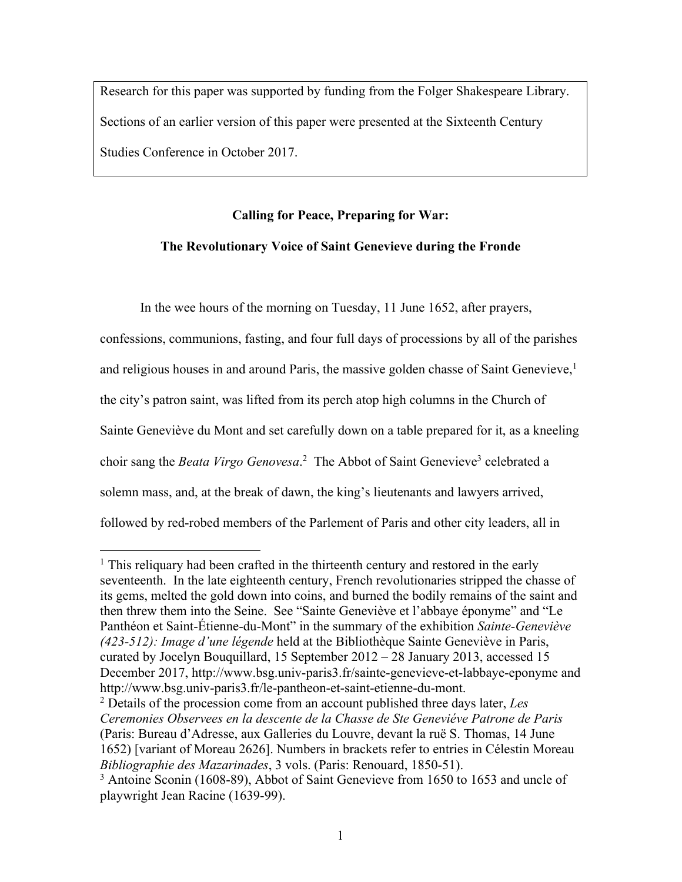Research for this paper was supported by funding from the Folger Shakespeare Library. Sections of an earlier version of this paper were presented at the Sixteenth Century Studies Conference in October 2017.

## Calling for Peace, Preparing for War:

## The Revolutionary Voice of Saint Genevieve during the Fronde

In the wee hours of the morning on Tuesday, 11 June 1652, after prayers, confessions, communions, fasting, and four full days of processions by all of the parishes and religious houses in and around Paris, the massive golden chasse of Saint Genevieve,[1] the city's patron saint, was lifted from its perch atop high columns in the Church of Sainte Geneviève du Mont and set carefully down on a table prepared for it, as a kneeling choir sang the *Beata Virgo Genovesa*.[2] The Abbot of Saint Genevieve[3] celebrated a solemn mass, and, at the break of dawn, the king's lieutenants and lawyers arrived, followed by red-robed members of the Parlement of Paris and other city leaders, all in

---

[1] This reliquary had been crafted in the thirteenth century and restored in the early seventeenth. In the late eighteenth century, French revolutionaries stripped the chasse of its gems, melted the gold down into coins, and burned the bodily remains of the saint and then threw them into the Seine. See "Sainte Geneviève et l'abbaye éponyme" and "Le Panthéon et Saint-Étienne-du-Mont" in the summary of the exhibition *Sainte-Geneviève (423-512): Image d'une légende* held at the Bibliothèque Sainte Geneviève in Paris, curated by Jocelyn Bouquillard, 15 September 2012 – 28 January 2013, accessed 15 December 2017, http://www.bsg.univ-paris3.fr/sainte-genevieve-et-labbaye-eponyme and http://www.bsg.univ-paris3.fr/le-pantheon-et-saint-etienne-du-mont.

[2] Details of the procession come from an account published three days later, *Les Ceremonies Observees en la descente de la Chasse de Ste Geneviéve Patrone de Paris* (Paris: Bureau d'Adresse, aux Galleries du Louvre, devant la ruë S. Thomas, 14 June 1652) [variant of Moreau 2626]. Numbers in brackets refer to entries in Célestin Moreau *Bibliographie des Mazarinades*, 3 vols. (Paris: Renouard, 1850-51).

[3] Antoine Sconin (1608-89), Abbot of Saint Genevieve from 1650 to 1653 and uncle of playwright Jean Racine (1639-99).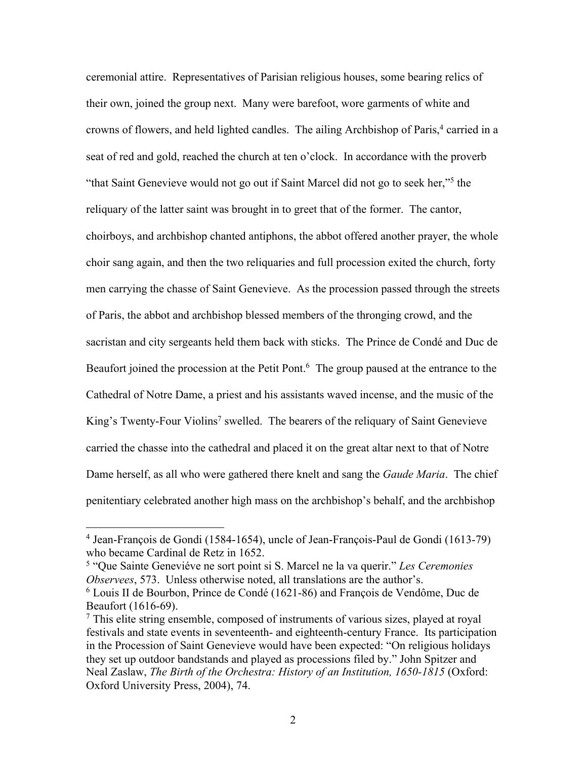ceremonial attire. Representatives of Parisian religious houses, some bearing relics of their own, joined the group next. Many were barefoot, wore garments of white and crowns of flowers, and held lighted candles. The ailing Archbishop of Paris,[4] carried in a seat of red and gold, reached the church at ten o'clock. In accordance with the proverb "that Saint Genevieve would not go out if Saint Marcel did not go to seek her,"[5] the reliquary of the latter saint was brought in to greet that of the former. The cantor, choirboys, and archbishop chanted antiphons, the abbot offered another prayer, the whole choir sang again, and then the two reliquaries and full procession exited the church, forty men carrying the chasse of Saint Genevieve. As the procession passed through the streets of Paris, the abbot and archbishop blessed members of the thronging crowd, and the sacristan and city sergeants held them back with sticks. The Prince de Condé and Duc de Beaufort joined the procession at the Petit Pont.[6] The group paused at the entrance to the Cathedral of Notre Dame, a priest and his assistants waved incense, and the music of the King's Twenty-Four Violins[7] swelled. The bearers of the reliquary of Saint Genevieve carried the chasse into the cathedral and placed it on the great altar next to that of Notre Dame herself, as all who were gathered there knelt and sang the *Gaude Maria*. The chief penitentiary celebrated another high mass on the archbishop's behalf, and the archbishop

---

[4] Jean-François de Gondi (1584-1654), uncle of Jean-François-Paul de Gondi (1613-79) who became Cardinal de Retz in 1652.

[5] "Que Sainte Geneviéve ne sort point si S. Marcel ne la va querir." *Les Ceremonies Observees*, 573. Unless otherwise noted, all translations are the author's.

[6] Louis II de Bourbon, Prince de Condé (1621-86) and François de Vendôme, Duc de Beaufort (1616-69).

[7] This elite string ensemble, composed of instruments of various sizes, played at royal festivals and state events in seventeenth- and eighteenth-century France. Its participation in the Procession of Saint Genevieve would have been expected: "On religious holidays they set up outdoor bandstands and played as processions filed by." John Spitzer and Neal Zaslaw, *The Birth of the Orchestra: History of an Institution, 1650-1815* (Oxford: Oxford University Press, 2004), 74.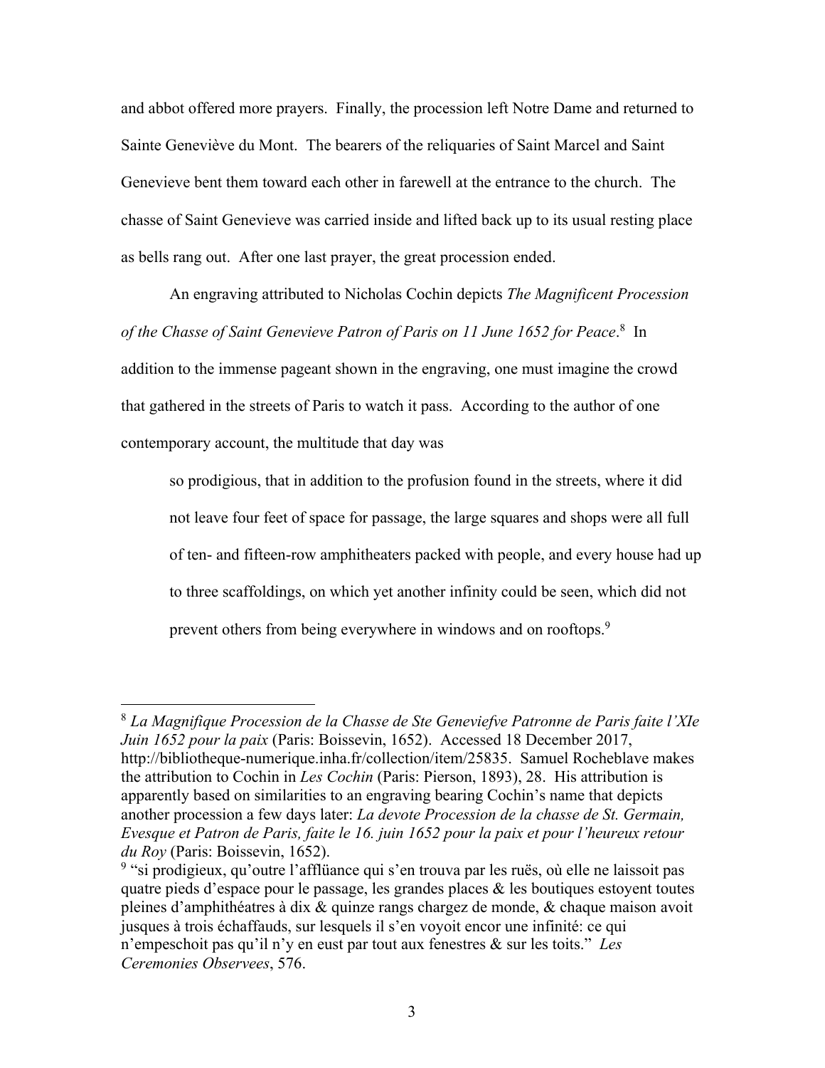and abbot offered more prayers. Finally, the procession left Notre Dame and returned to Sainte Geneviève du Mont. The bearers of the reliquaries of Saint Marcel and Saint Genevieve bent them toward each other in farewell at the entrance to the church. The chasse of Saint Genevieve was carried inside and lifted back up to its usual resting place as bells rang out. After one last prayer, the great procession ended.

An engraving attributed to Nicholas Cochin depicts *The Magnificent Procession of the Chasse of Saint Genevieve Patron of Paris on 11 June 1652 for Peace*.[8] In addition to the immense pageant shown in the engraving, one must imagine the crowd that gathered in the streets of Paris to watch it pass. According to the author of one contemporary account, the multitude that day was

> so prodigious, that in addition to the profusion found in the streets, where it did not leave four feet of space for passage, the large squares and shops were all full of ten- and fifteen-row amphitheaters packed with people, and every house had up to three scaffoldings, on which yet another infinity could be seen, which did not prevent others from being everywhere in windows and on rooftops.[9]

---

[8] *La Magnifique Procession de la Chasse de Ste Geneviefve Patronne de Paris faite l'XIe Juin 1652 pour la paix* (Paris: Boissevin, 1652). Accessed 18 December 2017, http://bibliotheque-numerique.inha.fr/collection/item/25835. Samuel Rocheblave makes the attribution to Cochin in *Les Cochin* (Paris: Pierson, 1893), 28. His attribution is apparently based on similarities to an engraving bearing Cochin's name that depicts another procession a few days later: *La devote Procession de la chasse de St. Germain, Evesque et Patron de Paris, faite le 16. juin 1652 pour la paix et pour l'heureux retour du Roy* (Paris: Boissevin, 1652).

[9] "si prodigieux, qu'outre l'afflüance qui s'en trouva par les ruës, où elle ne laissoit pas quatre pieds d'espace pour le passage, les grandes places & les boutiques estoyent toutes pleines d'amphithéatres à dix & quinze rangs chargez de monde, & chaque maison avoit jusques à trois échaffauds, sur lesquels il s'en voyoit encor une infinité: ce qui n'empeschoit pas qu'il n'y en eust par tout aux fenestres & sur les toits." *Les Ceremonies Observees*, 576.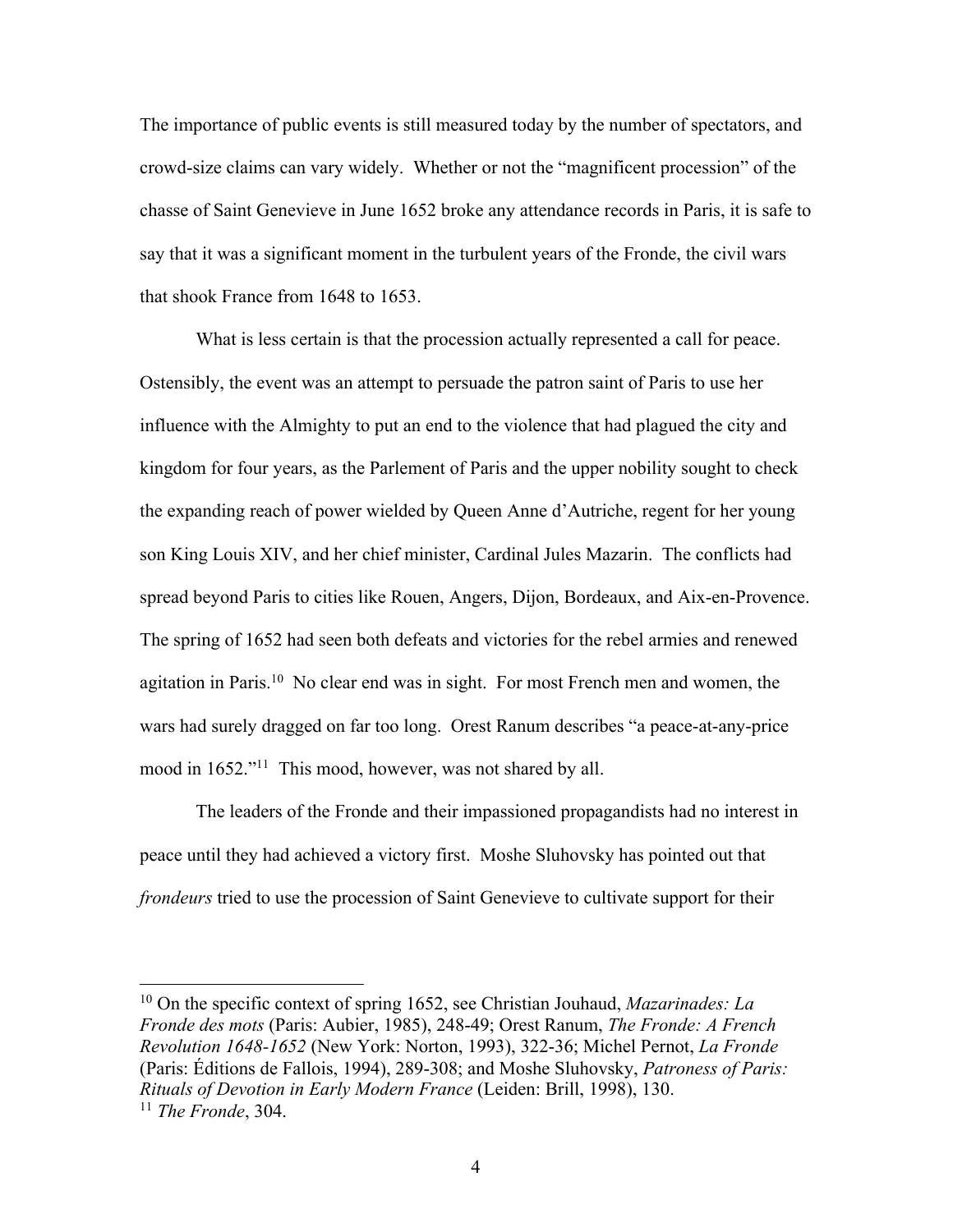The importance of public events is still measured today by the number of spectators, and crowd-size claims can vary widely. Whether or not the "magnificent procession" of the chasse of Saint Genevieve in June 1652 broke any attendance records in Paris, it is safe to say that it was a significant moment in the turbulent years of the Fronde, the civil wars that shook France from 1648 to 1653.

What is less certain is that the procession actually represented a call for peace. Ostensibly, the event was an attempt to persuade the patron saint of Paris to use her influence with the Almighty to put an end to the violence that had plagued the city and kingdom for four years, as the Parlement of Paris and the upper nobility sought to check the expanding reach of power wielded by Queen Anne d'Autriche, regent for her young son King Louis XIV, and her chief minister, Cardinal Jules Mazarin. The conflicts had spread beyond Paris to cities like Rouen, Angers, Dijon, Bordeaux, and Aix-en-Provence. The spring of 1652 had seen both defeats and victories for the rebel armies and renewed agitation in Paris.[10] No clear end was in sight. For most French men and women, the wars had surely dragged on far too long. Orest Ranum describes "a peace-at-any-price mood in 1652."[11] This mood, however, was not shared by all.

The leaders of the Fronde and their impassioned propagandists had no interest in peace until they had achieved a victory first. Moshe Sluhovsky has pointed out that *frondeurs* tried to use the procession of Saint Genevieve to cultivate support for their

---

[10] On the specific context of spring 1652, see Christian Jouhaud, *Mazarinades: La Fronde des mots* (Paris: Aubier, 1985), 248-49; Orest Ranum, *The Fronde: A French Revolution 1648-1652* (New York: Norton, 1993), 322-36; Michel Pernot, *La Fronde* (Paris: Éditions de Fallois, 1994), 289-308; and Moshe Sluhovsky, *Patroness of Paris: Rituals of Devotion in Early Modern France* (Leiden: Brill, 1998), 130.

[11] *The Fronde*, 304.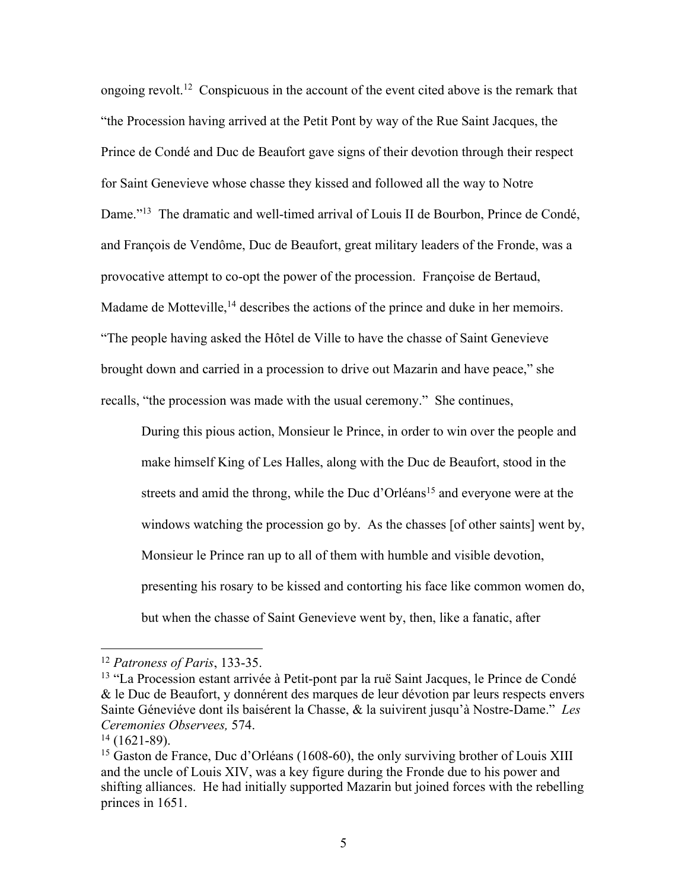ongoing revolt.[12] Conspicuous in the account of the event cited above is the remark that "the Procession having arrived at the Petit Pont by way of the Rue Saint Jacques, the Prince de Condé and Duc de Beaufort gave signs of their devotion through their respect for Saint Genevieve whose chasse they kissed and followed all the way to Notre Dame."[13] The dramatic and well-timed arrival of Louis II de Bourbon, Prince de Condé, and François de Vendôme, Duc de Beaufort, great military leaders of the Fronde, was a provocative attempt to co-opt the power of the procession. Françoise de Bertaud, Madame de Motteville,[14] describes the actions of the prince and duke in her memoirs. "The people having asked the Hôtel de Ville to have the chasse of Saint Genevieve brought down and carried in a procession to drive out Mazarin and have peace," she recalls, "the procession was made with the usual ceremony." She continues,

> During this pious action, Monsieur le Prince, in order to win over the people and make himself King of Les Halles, along with the Duc de Beaufort, stood in the streets and amid the throng, while the Duc d'Orléans[15] and everyone were at the windows watching the procession go by. As the chasses [of other saints] went by, Monsieur le Prince ran up to all of them with humble and visible devotion, presenting his rosary to be kissed and contorting his face like common women do, but when the chasse of Saint Genevieve went by, then, like a fanatic, after

---

[12] *Patroness of Paris*, 133-35.

[13] "La Procession estant arrivée à Petit-pont par la ruë Saint Jacques, le Prince de Condé & le Duc de Beaufort, y donnérent des marques de leur dévotion par leurs respects envers Sainte Géneviéve dont ils baisérent la Chasse, & la suivirent jusqu'à Nostre-Dame." *Les Ceremonies Observees,* 574.

[14] (1621-89).

[15] Gaston de France, Duc d'Orléans (1608-60), the only surviving brother of Louis XIII and the uncle of Louis XIV, was a key figure during the Fronde due to his power and shifting alliances. He had initially supported Mazarin but joined forces with the rebelling princes in 1651.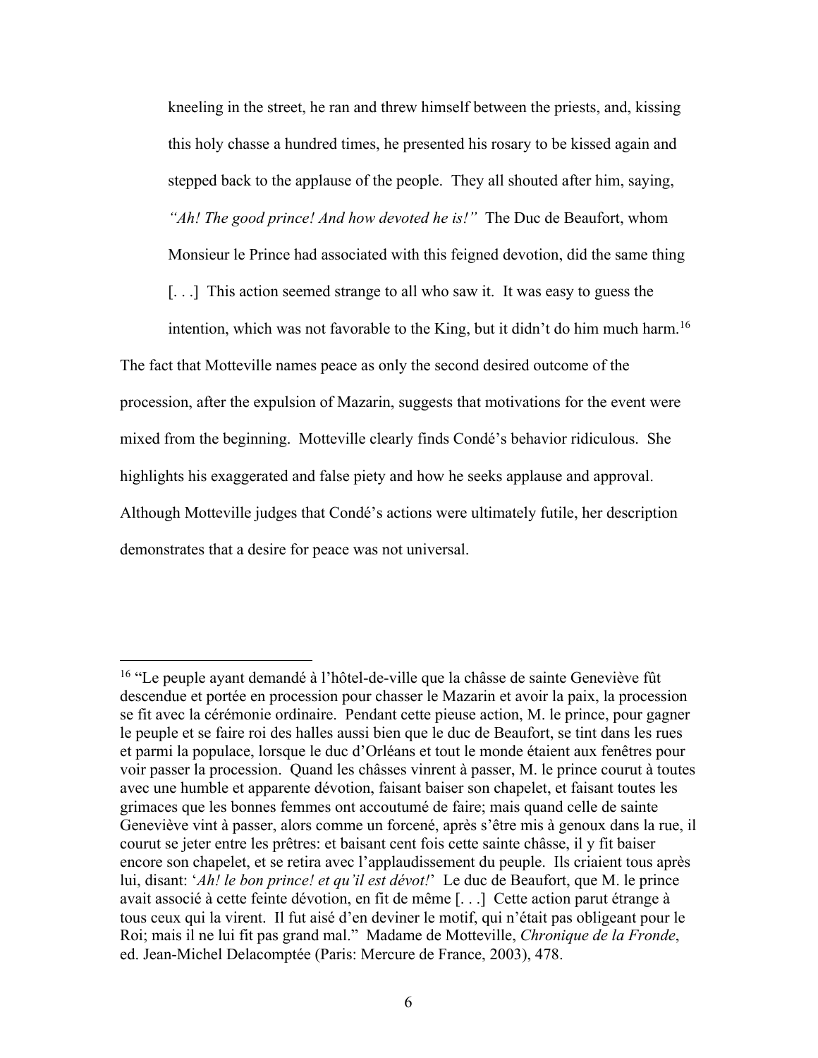> kneeling in the street, he ran and threw himself between the priests, and, kissing this holy chasse a hundred times, he presented his rosary to be kissed again and stepped back to the applause of the people. They all shouted after him, saying, *"Ah! The good prince! And how devoted he is!"* The Duc de Beaufort, whom Monsieur le Prince had associated with this feigned devotion, did the same thing [. . .] This action seemed strange to all who saw it. It was easy to guess the intention, which was not favorable to the King, but it didn't do him much harm.[16]

The fact that Motteville names peace as only the second desired outcome of the procession, after the expulsion of Mazarin, suggests that motivations for the event were mixed from the beginning. Motteville clearly finds Condé's behavior ridiculous. She highlights his exaggerated and false piety and how he seeks applause and approval. Although Motteville judges that Condé's actions were ultimately futile, her description demonstrates that a desire for peace was not universal.

---

[16] "Le peuple ayant demandé à l'hôtel-de-ville que la châsse de sainte Geneviève fût descendue et portée en procession pour chasser le Mazarin et avoir la paix, la procession se fit avec la cérémonie ordinaire. Pendant cette pieuse action, M. le prince, pour gagner le peuple et se faire roi des halles aussi bien que le duc de Beaufort, se tint dans les rues et parmi la populace, lorsque le duc d'Orléans et tout le monde étaient aux fenêtres pour voir passer la procession. Quand les châsses vinrent à passer, M. le prince courut à toutes avec une humble et apparente dévotion, faisant baiser son chapelet, et faisant toutes les grimaces que les bonnes femmes ont accoutumé de faire; mais quand celle de sainte Geneviève vint à passer, alors comme un forcené, après s'être mis à genoux dans la rue, il courut se jeter entre les prêtres: et baisant cent fois cette sainte châsse, il y fit baiser encore son chapelet, et se retira avec l'applaudissement du peuple. Ils criaient tous après lui, disant: '*Ah! le bon prince! et qu'il est dévot!*' Le duc de Beaufort, que M. le prince avait associé à cette feinte dévotion, en fit de même [. . .] Cette action parut étrange à tous ceux qui la virent. Il fut aisé d'en deviner le motif, qui n'était pas obligeant pour le Roi; mais il ne lui fit pas grand mal." Madame de Motteville, *Chronique de la Fronde*, ed. Jean-Michel Delacomptée (Paris: Mercure de France, 2003), 478.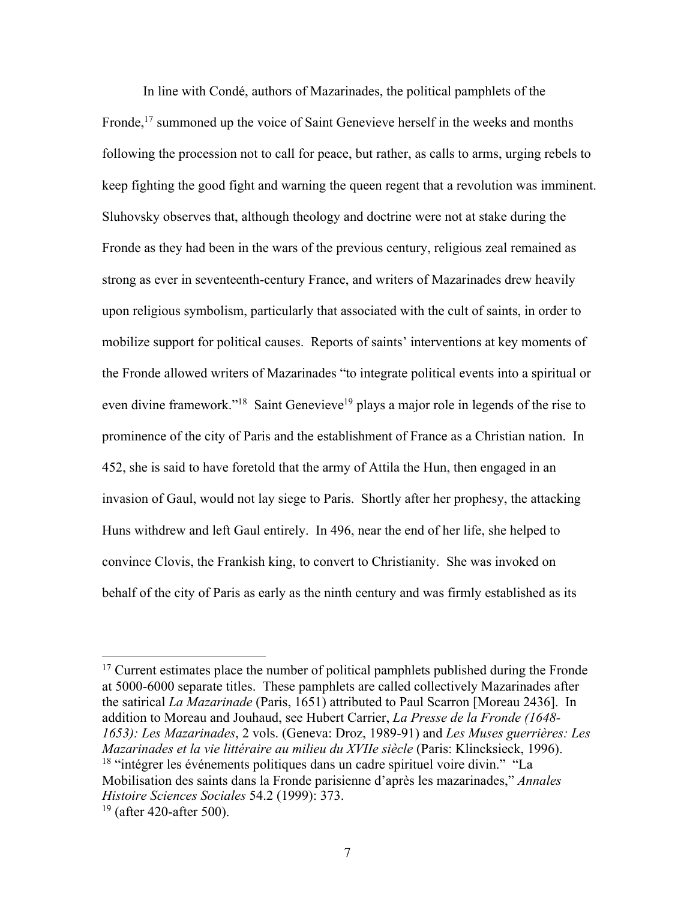In line with Condé, authors of Mazarinades, the political pamphlets of the Fronde,[17] summoned up the voice of Saint Genevieve herself in the weeks and months following the procession not to call for peace, but rather, as calls to arms, urging rebels to keep fighting the good fight and warning the queen regent that a revolution was imminent. Sluhovsky observes that, although theology and doctrine were not at stake during the Fronde as they had been in the wars of the previous century, religious zeal remained as strong as ever in seventeenth-century France, and writers of Mazarinades drew heavily upon religious symbolism, particularly that associated with the cult of saints, in order to mobilize support for political causes. Reports of saints' interventions at key moments of the Fronde allowed writers of Mazarinades "to integrate political events into a spiritual or even divine framework."[18] Saint Genevieve[19] plays a major role in legends of the rise to prominence of the city of Paris and the establishment of France as a Christian nation. In 452, she is said to have foretold that the army of Attila the Hun, then engaged in an invasion of Gaul, would not lay siege to Paris. Shortly after her prophesy, the attacking Huns withdrew and left Gaul entirely. In 496, near the end of her life, she helped to convince Clovis, the Frankish king, to convert to Christianity. She was invoked on behalf of the city of Paris as early as the ninth century and was firmly established as its

---

[17] Current estimates place the number of political pamphlets published during the Fronde at 5000-6000 separate titles. These pamphlets are called collectively Mazarinades after the satirical *La Mazarinade* (Paris, 1651) attributed to Paul Scarron [Moreau 2436]. In addition to Moreau and Jouhaud, see Hubert Carrier, *La Presse de la Fronde (1648-1653): Les Mazarinades*, 2 vols. (Geneva: Droz, 1989-91) and *Les Muses guerrières: Les Mazarinades et la vie littéraire au milieu du XVIIe siècle* (Paris: Klincksieck, 1996).

[18] "intégrer les événements politiques dans un cadre spirituel voire divin." "La Mobilisation des saints dans la Fronde parisienne d'après les mazarinades," *Annales Histoire Sciences Sociales* 54.2 (1999): 373.

[19] (after 420-after 500).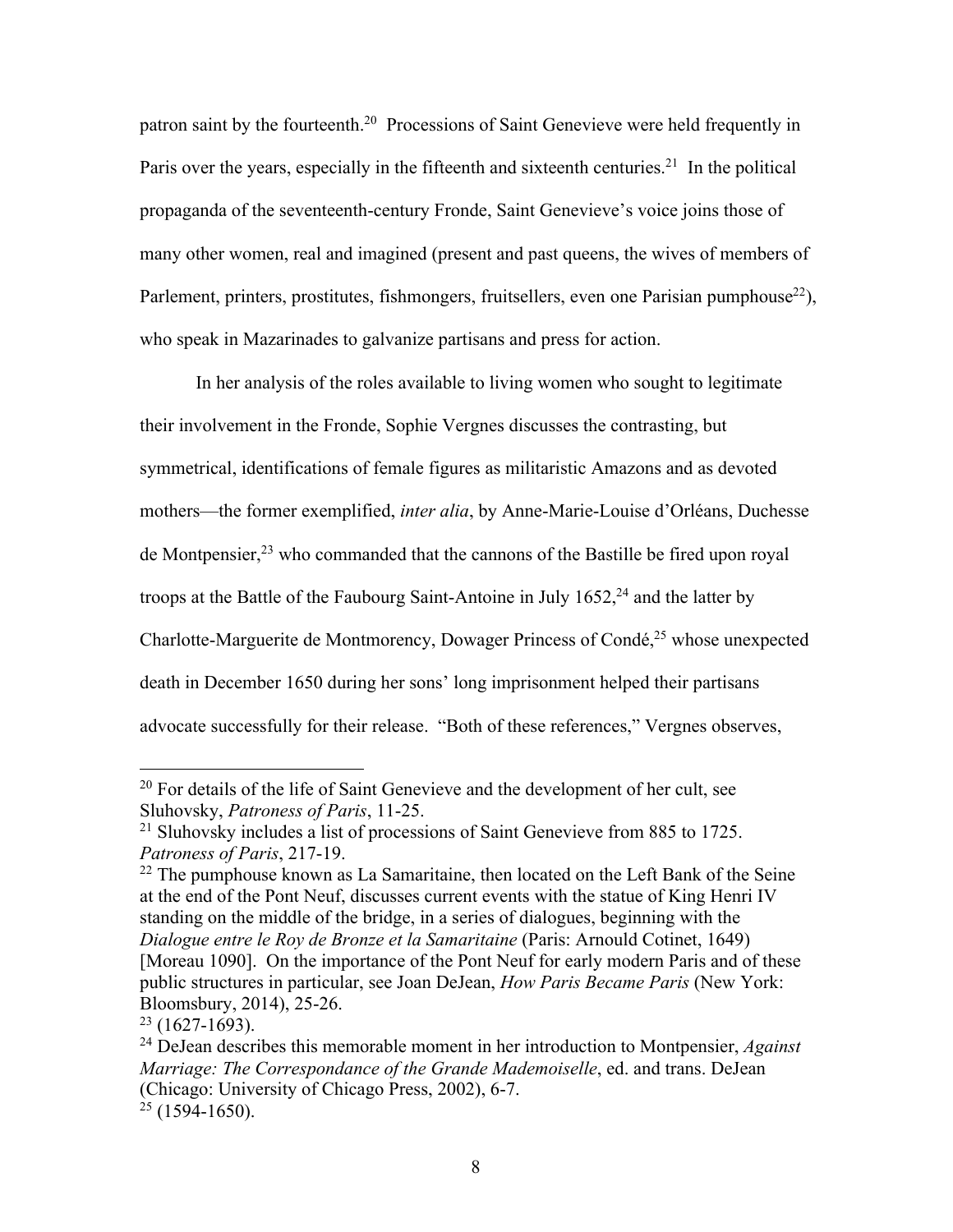patron saint by the fourteenth.[20] Processions of Saint Genevieve were held frequently in Paris over the years, especially in the fifteenth and sixteenth centuries.[21] In the political propaganda of the seventeenth-century Fronde, Saint Genevieve's voice joins those of many other women, real and imagined (present and past queens, the wives of members of Parlement, printers, prostitutes, fishmongers, fruitsellers, even one Parisian pumphouse[22]), who speak in Mazarinades to galvanize partisans and press for action.

In her analysis of the roles available to living women who sought to legitimate their involvement in the Fronde, Sophie Vergnes discusses the contrasting, but symmetrical, identifications of female figures as militaristic Amazons and as devoted mothers—the former exemplified, *inter alia*, by Anne-Marie-Louise d'Orléans, Duchesse de Montpensier,[23] who commanded that the cannons of the Bastille be fired upon royal troops at the Battle of the Faubourg Saint-Antoine in July 1652,[24] and the latter by Charlotte-Marguerite de Montmorency, Dowager Princess of Condé,[25] whose unexpected death in December 1650 during her sons' long imprisonment helped their partisans advocate successfully for their release. "Both of these references," Vergnes observes,

---

[20] For details of the life of Saint Genevieve and the development of her cult, see Sluhovsky, *Patroness of Paris*, 11-25.

[21] Sluhovsky includes a list of processions of Saint Genevieve from 885 to 1725. *Patroness of Paris*, 217-19.

[22] The pumphouse known as La Samaritaine, then located on the Left Bank of the Seine at the end of the Pont Neuf, discusses current events with the statue of King Henri IV standing on the middle of the bridge, in a series of dialogues, beginning with the *Dialogue entre le Roy de Bronze et la Samaritaine* (Paris: Arnould Cotinet, 1649) [Moreau 1090]. On the importance of the Pont Neuf for early modern Paris and of these public structures in particular, see Joan DeJean, *How Paris Became Paris* (New York: Bloomsbury, 2014), 25-26.

[23] (1627-1693).

[24] DeJean describes this memorable moment in her introduction to Montpensier, *Against Marriage: The Correspondance of the Grande Mademoiselle*, ed. and trans. DeJean (Chicago: University of Chicago Press, 2002), 6-7.

[25] (1594-1650).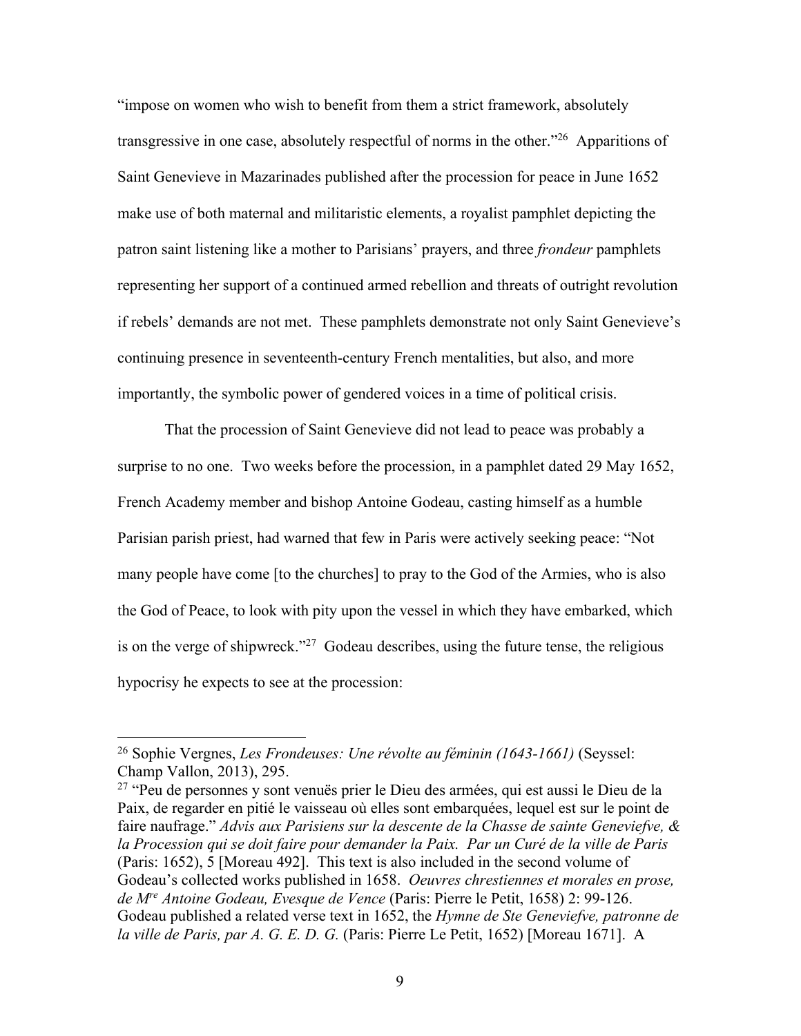"impose on women who wish to benefit from them a strict framework, absolutely transgressive in one case, absolutely respectful of norms in the other."[26] Apparitions of Saint Genevieve in Mazarinades published after the procession for peace in June 1652 make use of both maternal and militaristic elements, a royalist pamphlet depicting the patron saint listening like a mother to Parisians' prayers, and three *frondeur* pamphlets representing her support of a continued armed rebellion and threats of outright revolution if rebels' demands are not met. These pamphlets demonstrate not only Saint Genevieve's continuing presence in seventeenth-century French mentalities, but also, and more importantly, the symbolic power of gendered voices in a time of political crisis.

That the procession of Saint Genevieve did not lead to peace was probably a surprise to no one. Two weeks before the procession, in a pamphlet dated 29 May 1652, French Academy member and bishop Antoine Godeau, casting himself as a humble Parisian parish priest, had warned that few in Paris were actively seeking peace: "Not many people have come [to the churches] to pray to the God of the Armies, who is also the God of Peace, to look with pity upon the vessel in which they have embarked, which is on the verge of shipwreck."[27] Godeau describes, using the future tense, the religious hypocrisy he expects to see at the procession:

---

[26] Sophie Vergnes, *Les Frondeuses: Une révolte au féminin (1643-1661)* (Seyssel: Champ Vallon, 2013), 295.

[27] "Peu de personnes y sont venuës prier le Dieu des armées, qui est aussi le Dieu de la Paix, de regarder en pitié le vaisseau où elles sont embarquées, lequel est sur le point de faire naufrage." *Advis aux Parisiens sur la descente de la Chasse de sainte Geneviefve, & la Procession qui se doit faire pour demander la Paix. Par un Curé de la ville de Paris* (Paris: 1652), 5 [Moreau 492]. This text is also included in the second volume of Godeau's collected works published in 1658. *Oeuvres chrestiennes et morales en prose, de M[re] Antoine Godeau, Evesque de Vence* (Paris: Pierre le Petit, 1658) 2: 99-126. Godeau published a related verse text in 1652, the *Hymne de Ste Geneviefve, patronne de la ville de Paris, par A. G. E. D. G.* (Paris: Pierre Le Petit, 1652) [Moreau 1671]. A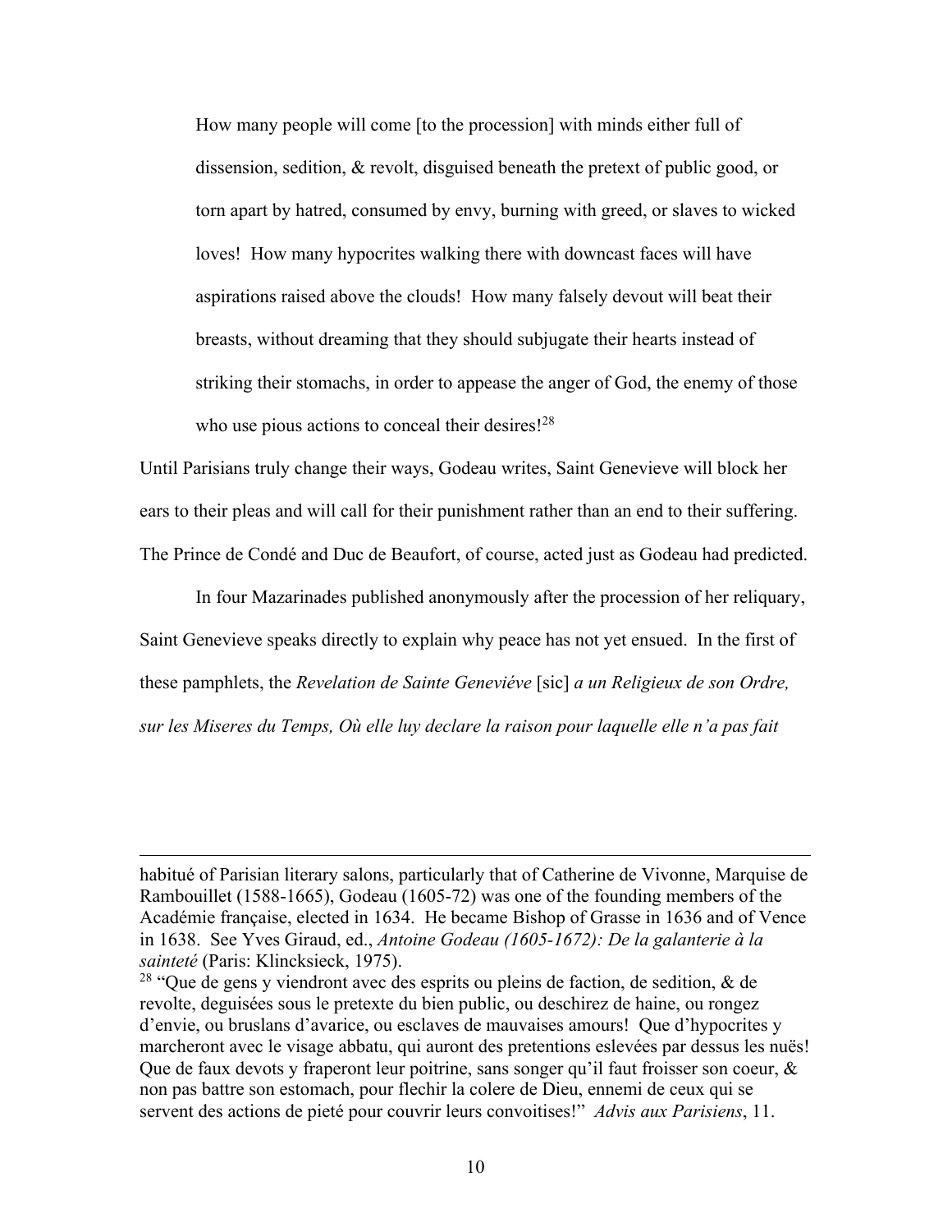> How many people will come [to the procession] with minds either full of dissension, sedition, & revolt, disguised beneath the pretext of public good, or torn apart by hatred, consumed by envy, burning with greed, or slaves to wicked loves! How many hypocrites walking there with downcast faces will have aspirations raised above the clouds! How many falsely devout will beat their breasts, without dreaming that they should subjugate their hearts instead of striking their stomachs, in order to appease the anger of God, the enemy of those who use pious actions to conceal their desires![28]

Until Parisians truly change their ways, Godeau writes, Saint Genevieve will block her ears to their pleas and will call for their punishment rather than an end to their suffering. The Prince de Condé and Duc de Beaufort, of course, acted just as Godeau had predicted.

In four Mazarinades published anonymously after the procession of her reliquary, Saint Genevieve speaks directly to explain why peace has not yet ensued. In the first of these pamphlets, the *Revelation de Sainte Geneviéve* [sic] *a un Religieux de son Ordre, sur les Miseres du Temps, Où elle luy declare la raison pour laquelle elle n'a pas fait*

---

habitué of Parisian literary salons, particularly that of Catherine de Vivonne, Marquise de Rambouillet (1588-1665), Godeau (1605-72) was one of the founding members of the Académie française, elected in 1634. He became Bishop of Grasse in 1636 and of Vence in 1638. See Yves Giraud, ed., *Antoine Godeau (1605-1672): De la galanterie à la sainteté* (Paris: Klincksieck, 1975).

[28] "Que de gens y viendront avec des esprits ou pleins de faction, de sedition, & de revolte, deguisées sous le pretexte du bien public, ou deschirez de haine, ou rongez d'envie, ou bruslans d'avarice, ou esclaves de mauvaises amours! Que d'hypocrites y marcheront avec le visage abbatu, qui auront des pretentions eslevées par dessus les nuës! Que de faux devots y fraperont leur poitrine, sans songer qu'il faut froisser son coeur, & non pas battre son estomach, pour flechir la colere de Dieu, ennemi de ceux qui se servent des actions de pieté pour couvrir leurs convoitises!" *Advis aux Parisiens*, 11.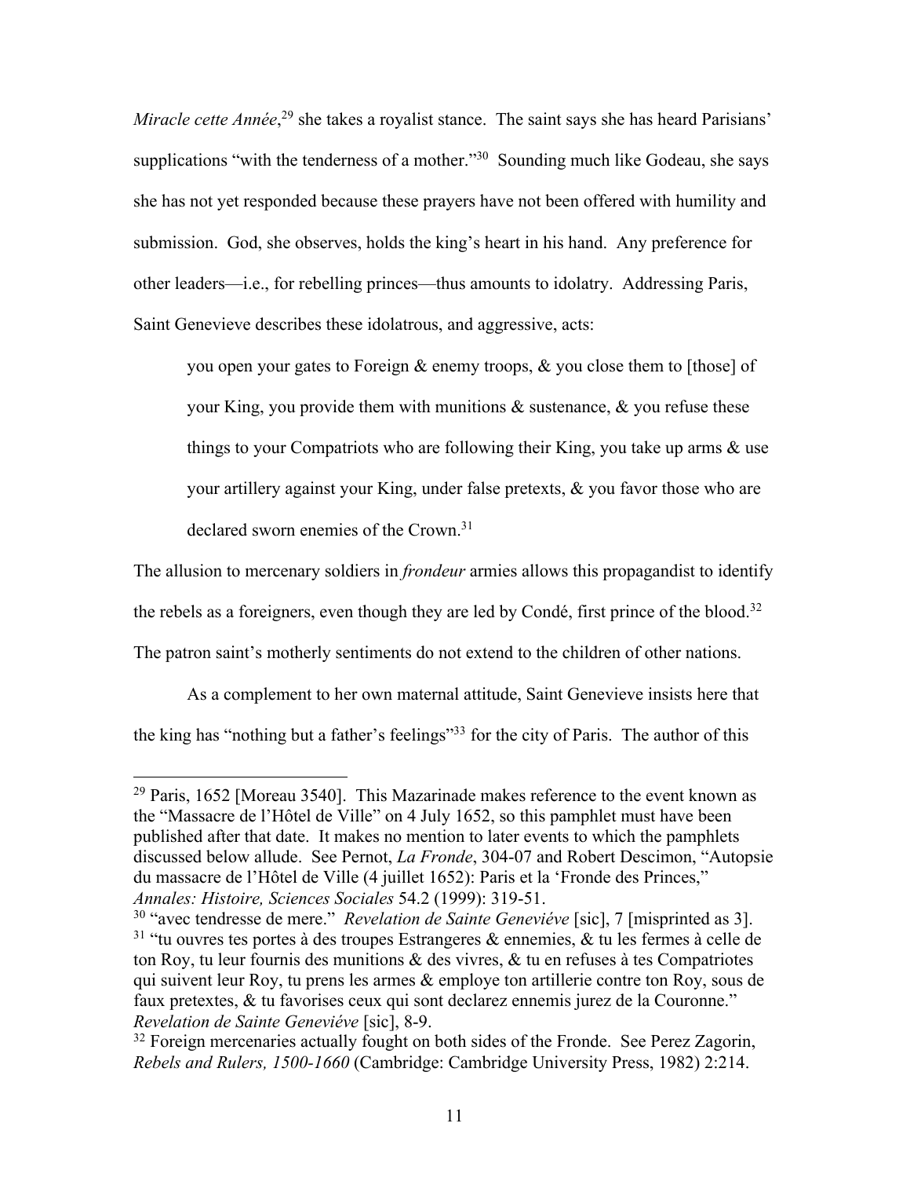*Miracle cette Année*,[29] she takes a royalist stance. The saint says she has heard Parisians' supplications "with the tenderness of a mother."[30] Sounding much like Godeau, she says she has not yet responded because these prayers have not been offered with humility and submission. God, she observes, holds the king's heart in his hand. Any preference for other leaders—i.e., for rebelling princes—thus amounts to idolatry. Addressing Paris, Saint Genevieve describes these idolatrous, and aggressive, acts:

> you open your gates to Foreign & enemy troops, & you close them to [those] of your King, you provide them with munitions & sustenance, & you refuse these things to your Compatriots who are following their King, you take up arms & use your artillery against your King, under false pretexts, & you favor those who are declared sworn enemies of the Crown.[31]

The allusion to mercenary soldiers in *frondeur* armies allows this propagandist to identify the rebels as a foreigners, even though they are led by Condé, first prince of the blood.[32] The patron saint's motherly sentiments do not extend to the children of other nations.

As a complement to her own maternal attitude, Saint Genevieve insists here that the king has "nothing but a father's feelings"[33] for the city of Paris. The author of this

---

[29] Paris, 1652 [Moreau 3540]. This Mazarinade makes reference to the event known as the "Massacre de l'Hôtel de Ville" on 4 July 1652, so this pamphlet must have been published after that date. It makes no mention to later events to which the pamphlets discussed below allude. See Pernot, *La Fronde*, 304-07 and Robert Descimon, "Autopsie du massacre de l'Hôtel de Ville (4 juillet 1652): Paris et la 'Fronde des Princes,'" *Annales: Histoire, Sciences Sociales* 54.2 (1999): 319-51.

[30] "avec tendresse de mere." *Revelation de Sainte Geneviéve* [sic], 7 [misprinted as 3].

[31] "tu ouvres tes portes à des troupes Estrangeres & ennemies, & tu les fermes à celle de ton Roy, tu leur fournis des munitions & des vivres, & tu en refuses à tes Compatriotes qui suivent leur Roy, tu prens les armes & employe ton artillerie contre ton Roy, sous de faux pretextes, & tu favorises ceux qui sont declarez ennemis jurez de la Couronne." *Revelation de Sainte Geneviéve* [sic], 8-9.

[32] Foreign mercenaries actually fought on both sides of the Fronde. See Perez Zagorin, *Rebels and Rulers, 1500-1660* (Cambridge: Cambridge University Press, 1982) 2:214.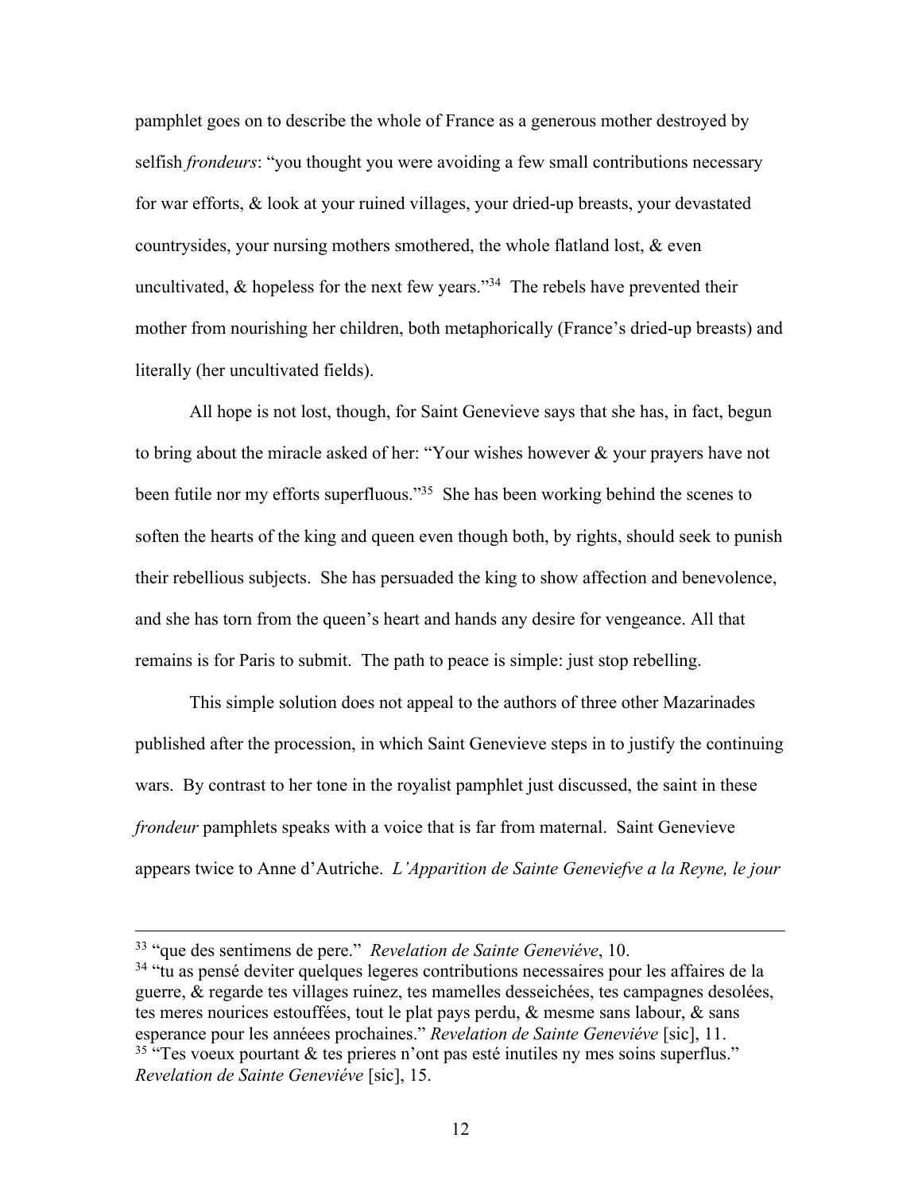pamphlet goes on to describe the whole of France as a generous mother destroyed by selfish *frondeurs*: "you thought you were avoiding a few small contributions necessary for war efforts, & look at your ruined villages, your dried-up breasts, your devastated countrysides, your nursing mothers smothered, the whole flatland lost, & even uncultivated, & hopeless for the next few years."[34] The rebels have prevented their mother from nourishing her children, both metaphorically (France's dried-up breasts) and literally (her uncultivated fields).

All hope is not lost, though, for Saint Genevieve says that she has, in fact, begun to bring about the miracle asked of her: "Your wishes however & your prayers have not been futile nor my efforts superfluous."[35] She has been working behind the scenes to soften the hearts of the king and queen even though both, by rights, should seek to punish their rebellious subjects. She has persuaded the king to show affection and benevolence, and she has torn from the queen's heart and hands any desire for vengeance. All that remains is for Paris to submit. The path to peace is simple: just stop rebelling.

This simple solution does not appeal to the authors of three other Mazarinades published after the procession, in which Saint Genevieve steps in to justify the continuing wars. By contrast to her tone in the royalist pamphlet just discussed, the saint in these *frondeur* pamphlets speaks with a voice that is far from maternal. Saint Genevieve appears twice to Anne d'Autriche. *L'Apparition de Sainte Geneviefve a la Reyne, le jour*

---

[33] "que des sentimens de pere." *Revelation de Sainte Geneviéve*, 10.

[34] "tu as pensé deviter quelques legeres contributions necessaires pour les affaires de la guerre, & regarde tes villages ruinez, tes mamelles desseichées, tes campagnes desolées, tes meres nourices estouffées, tout le plat pays perdu, & mesme sans labour, & sans esperance pour les annéees prochaines." *Revelation de Sainte Geneviéve* [sic], 11.

[35] "Tes voeux pourtant & tes prieres n'ont pas esté inutiles ny mes soins superflus." *Revelation de Sainte Geneviéve* [sic], 15.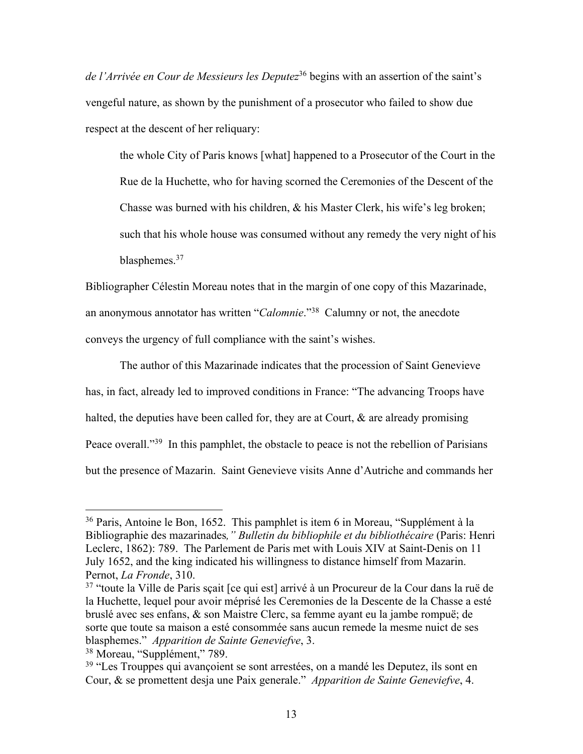*de l'Arrivée en Cour de Messieurs les Deputez*[36] begins with an assertion of the saint's vengeful nature, as shown by the punishment of a prosecutor who failed to show due respect at the descent of her reliquary:

> the whole City of Paris knows [what] happened to a Prosecutor of the Court in the Rue de la Huchette, who for having scorned the Ceremonies of the Descent of the Chasse was burned with his children, & his Master Clerk, his wife's leg broken; such that his whole house was consumed without any remedy the very night of his blasphemes.[37]

Bibliographer Célestin Moreau notes that in the margin of one copy of this Mazarinade, an anonymous annotator has written "*Calomnie*."[38] Calumny or not, the anecdote conveys the urgency of full compliance with the saint's wishes.

The author of this Mazarinade indicates that the procession of Saint Genevieve has, in fact, already led to improved conditions in France: "The advancing Troops have halted, the deputies have been called for, they are at Court, & are already promising Peace overall."[39] In this pamphlet, the obstacle to peace is not the rebellion of Parisians but the presence of Mazarin. Saint Genevieve visits Anne d'Autriche and commands her

---

[36] Paris, Antoine le Bon, 1652. This pamphlet is item 6 in Moreau, "Supplément à la Bibliographie des mazarinades*," Bulletin du bibliophile et du bibliothécaire* (Paris: Henri Leclerc, 1862): 789. The Parlement de Paris met with Louis XIV at Saint-Denis on 11 July 1652, and the king indicated his willingness to distance himself from Mazarin. Pernot, *La Fronde*, 310.

[37] "toute la Ville de Paris sçait [ce qui est] arrivé à un Procureur de la Cour dans la ruë de la Huchette, lequel pour avoir méprisé les Ceremonies de la Descente de la Chasse a esté bruslé avec ses enfans, & son Maistre Clerc, sa femme ayant eu la jambe rompuë; de sorte que toute sa maison a esté consommée sans aucun remede la mesme nuict de ses blasphemes." *Apparition de Sainte Geneviefve*, 3.

[38] Moreau, "Supplément," 789.

[39] "Les Trouppes qui avançoient se sont arrestées, on a mandé les Deputez, ils sont en Cour, & se promettent desja une Paix generale." *Apparition de Sainte Geneviefve*, 4.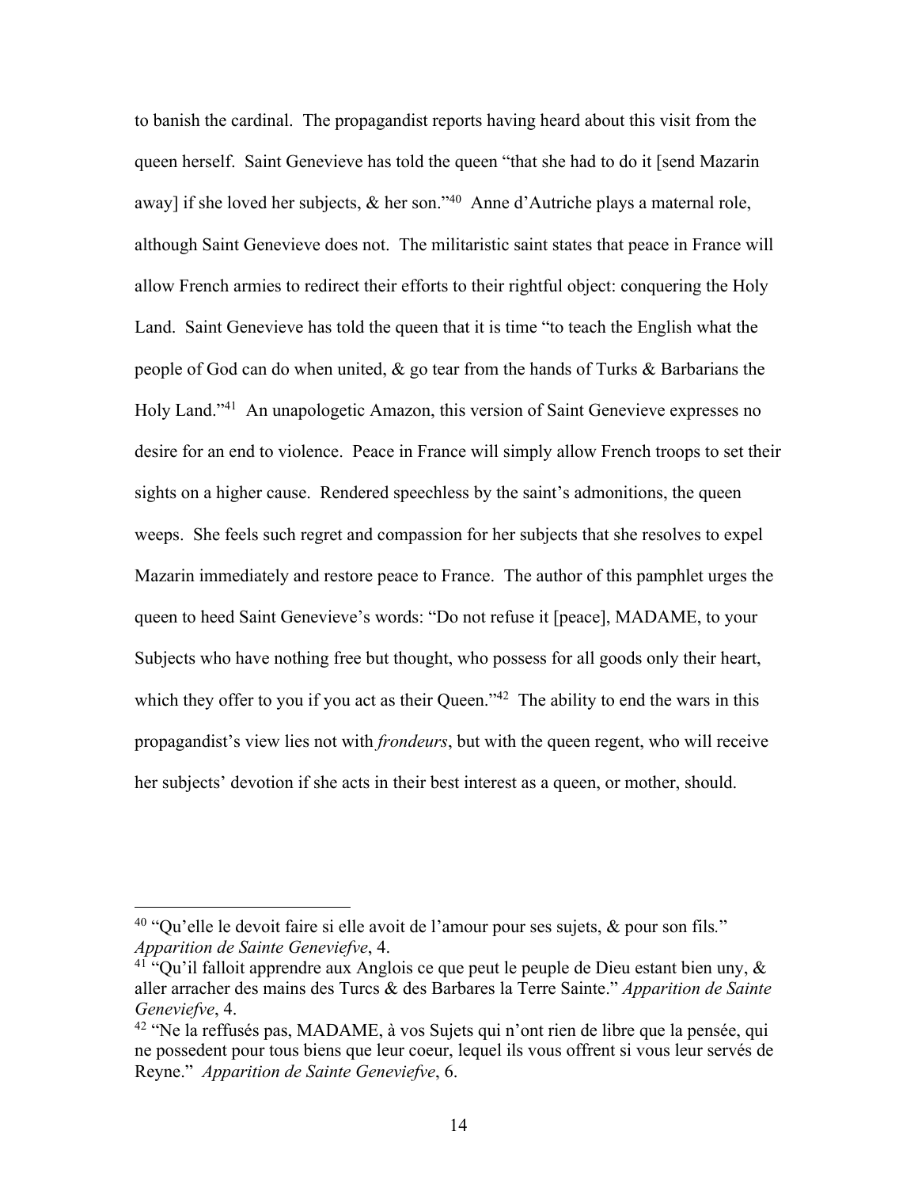to banish the cardinal. The propagandist reports having heard about this visit from the queen herself. Saint Genevieve has told the queen "that she had to do it [send Mazarin away] if she loved her subjects, & her son."[40] Anne d'Autriche plays a maternal role, although Saint Genevieve does not. The militaristic saint states that peace in France will allow French armies to redirect their efforts to their rightful object: conquering the Holy Land. Saint Genevieve has told the queen that it is time "to teach the English what the people of God can do when united, & go tear from the hands of Turks & Barbarians the Holy Land."[41] An unapologetic Amazon, this version of Saint Genevieve expresses no desire for an end to violence. Peace in France will simply allow French troops to set their sights on a higher cause. Rendered speechless by the saint's admonitions, the queen weeps. She feels such regret and compassion for her subjects that she resolves to expel Mazarin immediately and restore peace to France. The author of this pamphlet urges the queen to heed Saint Genevieve's words: "Do not refuse it [peace], MADAME, to your Subjects who have nothing free but thought, who possess for all goods only their heart, which they offer to you if you act as their Queen."[42] The ability to end the wars in this propagandist's view lies not with *frondeurs*, but with the queen regent, who will receive her subjects' devotion if she acts in their best interest as a queen, or mother, should.

---

[40] "Qu'elle le devoit faire si elle avoit de l'amour pour ses sujets, & pour son fils." *Apparition de Sainte Genevíefve*, 4.

[41] "Qu'il falloit apprendre aux Anglois ce que peut le peuple de Dieu estant bien uny, & aller arracher des mains des Turcs & des Barbares la Terre Sainte." *Apparition de Sainte Genevíefve*, 4.

[42] "Ne la reffusés pas, MADAME, à vos Sujets qui n'ont rien de libre que la pensée, qui ne possedent pour tous biens que leur coeur, lequel ils vous offrent si vous leur servés de Reyne." *Apparition de Sainte Genevíefve*, 6.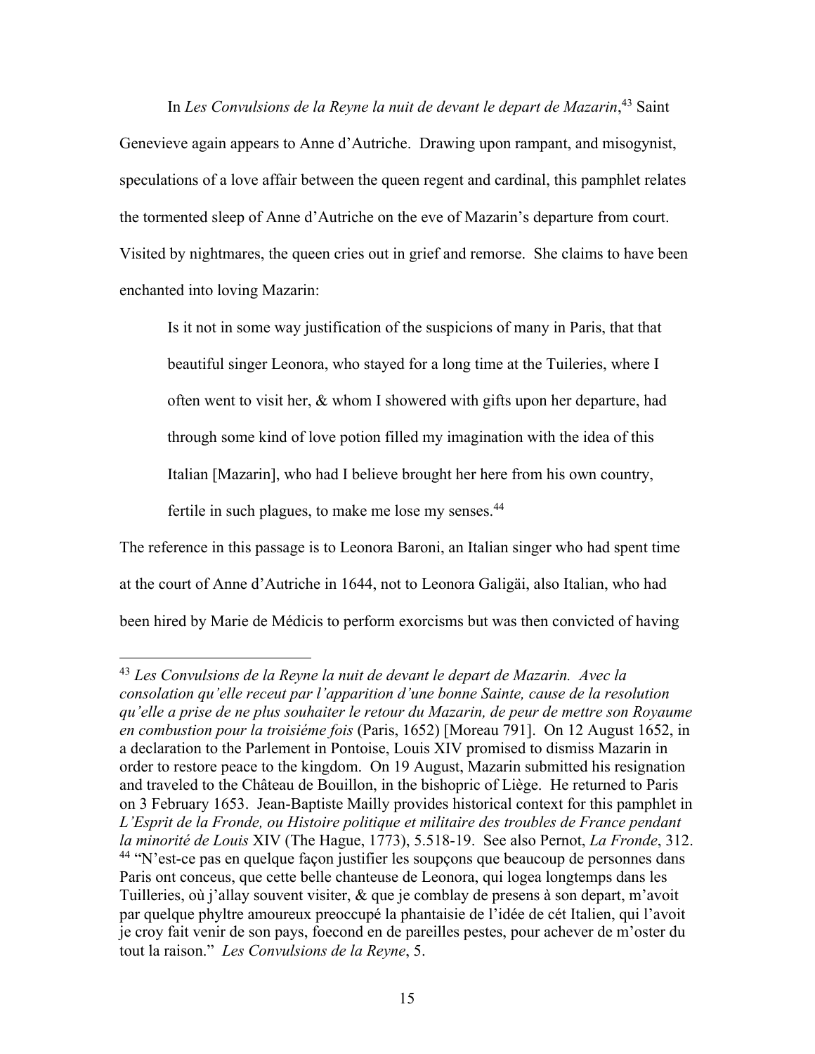In *Les Convulsions de la Reyne la nuit de devant le depart de Mazarin*,[43] Saint Genevieve again appears to Anne d'Autriche. Drawing upon rampant, and misogynist, speculations of a love affair between the queen regent and cardinal, this pamphlet relates the tormented sleep of Anne d'Autriche on the eve of Mazarin's departure from court. Visited by nightmares, the queen cries out in grief and remorse. She claims to have been enchanted into loving Mazarin:

> Is it not in some way justification of the suspicions of many in Paris, that that beautiful singer Leonora, who stayed for a long time at the Tuileries, where I often went to visit her, & whom I showered with gifts upon her departure, had through some kind of love potion filled my imagination with the idea of this Italian [Mazarin], who had I believe brought her here from his own country, fertile in such plagues, to make me lose my senses.[44]

The reference in this passage is to Leonora Baroni, an Italian singer who had spent time at the court of Anne d'Autriche in 1644, not to Leonora Galigäi, also Italian, who had been hired by Marie de Médicis to perform exorcisms but was then convicted of having

---

[43] *Les Convulsions de la Reyne la nuit de devant le depart de Mazarin. Avec la consolation qu'elle receut par l'apparition d'une bonne Sainte, cause de la resolution qu'elle a prise de ne plus souhaiter le retour du Mazarin, de peur de mettre son Royaume en combustion pour la troisiéme fois* (Paris, 1652) [Moreau 791]. On 12 August 1652, in a declaration to the Parlement in Pontoise, Louis XIV promised to dismiss Mazarin in order to restore peace to the kingdom. On 19 August, Mazarin submitted his resignation and traveled to the Château de Bouillon, in the bishopric of Liège. He returned to Paris on 3 February 1653. Jean-Baptiste Mailly provides historical context for this pamphlet in *L'Esprit de la Fronde, ou Histoire politique et militaire des troubles de France pendant la minorité de Louis* XIV (The Hague, 1773), 5.518-19. See also Pernot, *La Fronde*, 312.

[44] "N'est-ce pas en quelque façon justifier les soupçons que beaucoup de personnes dans Paris ont conceus, que cette belle chanteuse de Leonora, qui logea longtemps dans les Tuilleries, où j'allay souvent visiter, & que je comblay de presens à son depart, m'avoit par quelque phyltre amoureux preoccupé la phantaisie de l'idée de cét Italien, qui l'avoit je croy fait venir de son pays, foecond en de pareilles pestes, pour achever de m'oster du tout la raison." *Les Convulsions de la Reyne*, 5.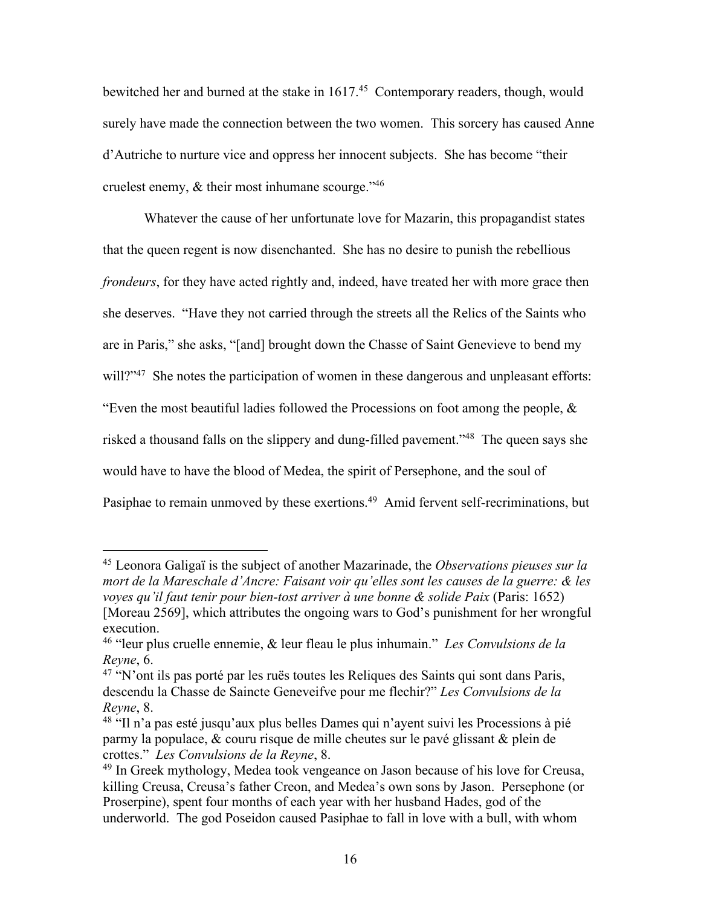bewitched her and burned at the stake in 1617.[45] Contemporary readers, though, would surely have made the connection between the two women. This sorcery has caused Anne d'Autriche to nurture vice and oppress her innocent subjects. She has become "their cruelest enemy, & their most inhumane scourge."[46]

Whatever the cause of her unfortunate love for Mazarin, this propagandist states that the queen regent is now disenchanted. She has no desire to punish the rebellious *frondeurs*, for they have acted rightly and, indeed, have treated her with more grace then she deserves. "Have they not carried through the streets all the Relics of the Saints who are in Paris," she asks, "[and] brought down the Chasse of Saint Genevieve to bend my will?"[47] She notes the participation of women in these dangerous and unpleasant efforts: "Even the most beautiful ladies followed the Processions on foot among the people, & risked a thousand falls on the slippery and dung-filled pavement."[48] The queen says she would have to have the blood of Medea, the spirit of Persephone, and the soul of Pasiphae to remain unmoved by these exertions.[49] Amid fervent self-recriminations, but

---

[45] Leonora Galigaï is the subject of another Mazarinade, the *Observations pieuses sur la mort de la Mareschale d'Ancre: Faisant voir qu'elles sont les causes de la guerre: & les voyes qu'il faut tenir pour bien-tost arriver à une bonne & solide Paix* (Paris: 1652) [Moreau 2569], which attributes the ongoing wars to God's punishment for her wrongful execution.

[46] "leur plus cruelle ennemie, & leur fleau le plus inhumain." *Les Convulsions de la Reyne*, 6.

[47] "N'ont ils pas porté par les ruës toutes les Reliques des Saints qui sont dans Paris, descendu la Chasse de Saincte Geneveifve pour me flechir?" *Les Convulsions de la Reyne*, 8.

[48] "Il n'a pas esté jusqu'aux plus belles Dames qui n'ayent suivi les Processions à pié parmy la populace, & couru risque de mille cheutes sur le pavé glissant & plein de crottes." *Les Convulsions de la Reyne*, 8.

[49] In Greek mythology, Medea took vengeance on Jason because of his love for Creusa, killing Creusa, Creusa's father Creon, and Medea's own sons by Jason. Persephone (or Proserpine), spent four months of each year with her husband Hades, god of the underworld. The god Poseidon caused Pasiphae to fall in love with a bull, with whom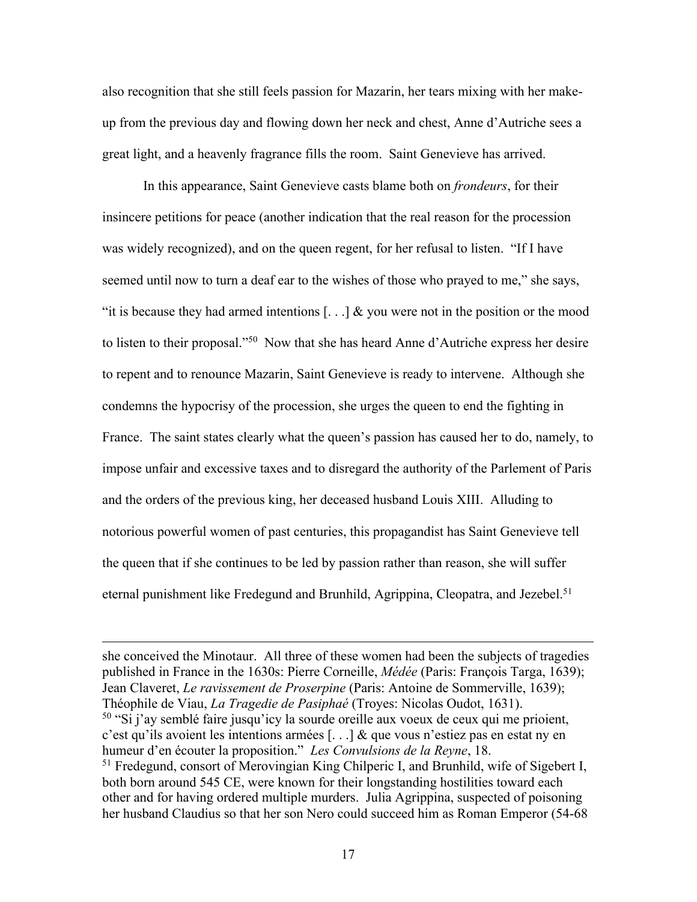also recognition that she still feels passion for Mazarin, her tears mixing with her make-up from the previous day and flowing down her neck and chest, Anne d'Autriche sees a great light, and a heavenly fragrance fills the room. Saint Genevieve has arrived.

In this appearance, Saint Genevieve casts blame both on *frondeurs*, for their insincere petitions for peace (another indication that the real reason for the procession was widely recognized), and on the queen regent, for her refusal to listen. "If I have seemed until now to turn a deaf ear to the wishes of those who prayed to me," she says, "it is because they had armed intentions [. . .] & you were not in the position or the mood to listen to their proposal."[50] Now that she has heard Anne d'Autriche express her desire to repent and to renounce Mazarin, Saint Genevieve is ready to intervene. Although she condemns the hypocrisy of the procession, she urges the queen to end the fighting in France. The saint states clearly what the queen's passion has caused her to do, namely, to impose unfair and excessive taxes and to disregard the authority of the Parlement of Paris and the orders of the previous king, her deceased husband Louis XIII. Alluding to notorious powerful women of past centuries, this propagandist has Saint Genevieve tell the queen that if she continues to be led by passion rather than reason, she will suffer eternal punishment like Fredegund and Brunhild, Agrippina, Cleopatra, and Jezebel.[51]

---

she conceived the Minotaur. All three of these women had been the subjects of tragedies published in France in the 1630s: Pierre Corneille, *Médée* (Paris: François Targa, 1639); Jean Claveret, *Le ravissement de Proserpine* (Paris: Antoine de Sommerville, 1639); Théophile de Viau, *La Tragedie de Pasiphaé* (Troyes: Nicolas Oudot, 1631).

[50] "Si j'ay semblé faire jusqu'icy la sourde oreille aux voeux de ceux qui me prioient, c'est qu'ils avoient les intentions armées [. . .] & que vous n'estiez pas en estat ny en humeur d'en écouter la proposition." *Les Convulsions de la Reyne*, 18.

[51] Fredegund, consort of Merovingian King Chilperic I, and Brunhild, wife of Sigebert I, both born around 545 CE, were known for their longstanding hostilities toward each other and for having ordered multiple murders. Julia Agrippina, suspected of poisoning her husband Claudius so that her son Nero could succeed him as Roman Emperor (54-68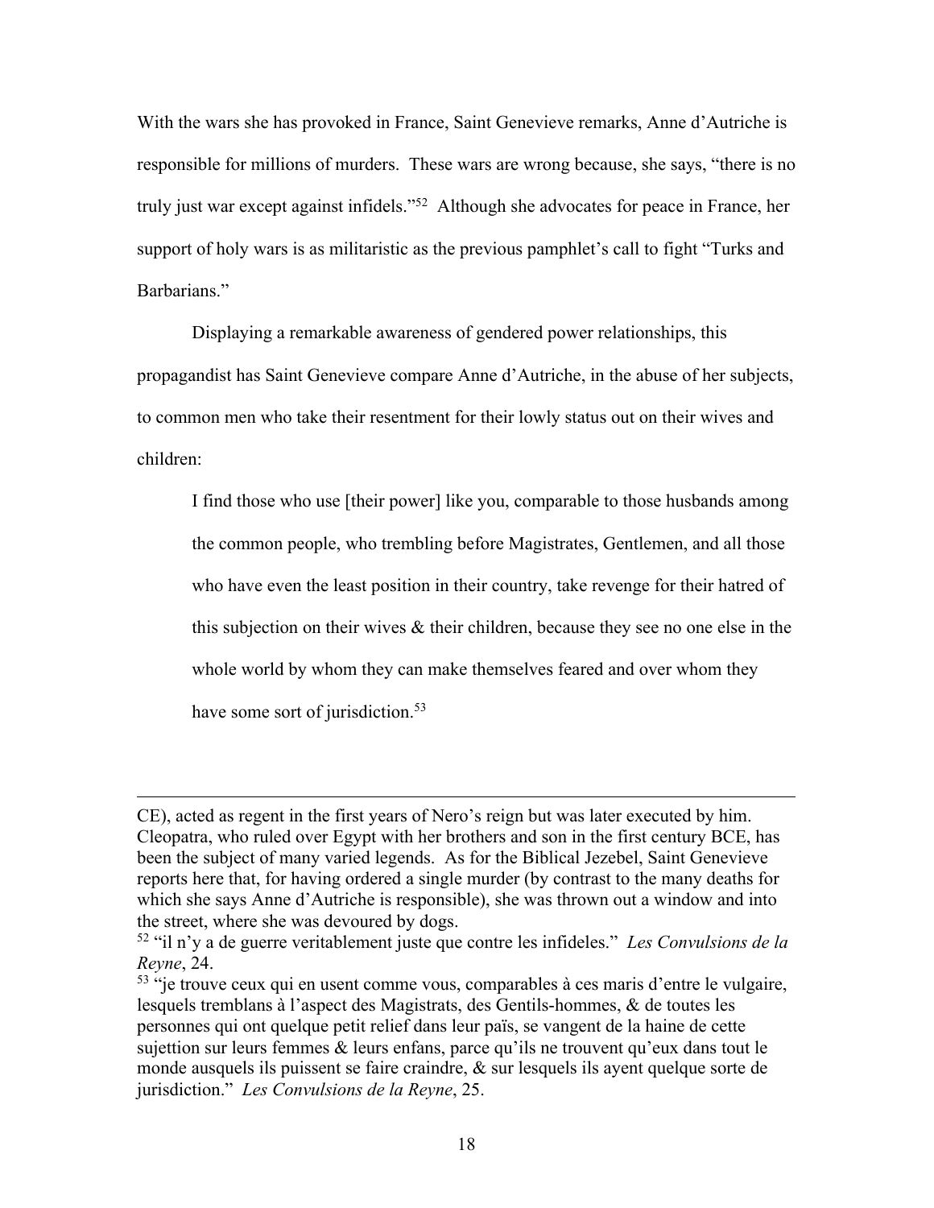With the wars she has provoked in France, Saint Genevieve remarks, Anne d'Autriche is responsible for millions of murders. These wars are wrong because, she says, "there is no truly just war except against infidels."[52] Although she advocates for peace in France, her support of holy wars is as militaristic as the previous pamphlet's call to fight "Turks and Barbarians."

Displaying a remarkable awareness of gendered power relationships, this propagandist has Saint Genevieve compare Anne d'Autriche, in the abuse of her subjects, to common men who take their resentment for their lowly status out on their wives and children:

> I find those who use [their power] like you, comparable to those husbands among the common people, who trembling before Magistrates, Gentlemen, and all those who have even the least position in their country, take revenge for their hatred of this subjection on their wives & their children, because they see no one else in the whole world by whom they can make themselves feared and over whom they have some sort of jurisdiction.[53]

---

CE), acted as regent in the first years of Nero's reign but was later executed by him. Cleopatra, who ruled over Egypt with her brothers and son in the first century BCE, has been the subject of many varied legends. As for the Biblical Jezebel, Saint Genevieve reports here that, for having ordered a single murder (by contrast to the many deaths for which she says Anne d'Autriche is responsible), she was thrown out a window and into the street, where she was devoured by dogs.

[52] "il n'y a de guerre veritablement juste que contre les infideles." *Les Convulsions de la Reyne*, 24.

[53] "je trouve ceux qui en usent comme vous, comparables à ces maris d'entre le vulgaire, lesquels tremblans à l'aspect des Magistrats, des Gentils-hommes, & de toutes les personnes qui ont quelque petit relief dans leur païs, se vangent de la haine de cette sujettion sur leurs femmes & leurs enfans, parce qu'ils ne trouvent qu'eux dans tout le monde ausquels ils puissent se faire craindre, & sur lesquels ils ayent quelque sorte de jurisdiction." *Les Convulsions de la Reyne*, 25.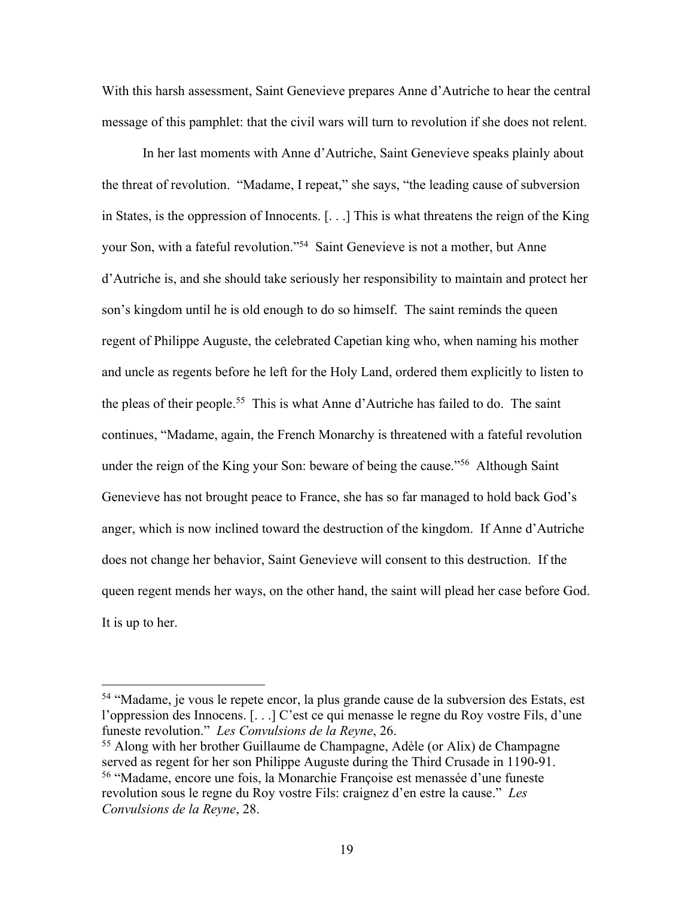With this harsh assessment, Saint Genevieve prepares Anne d'Autriche to hear the central message of this pamphlet: that the civil wars will turn to revolution if she does not relent.

In her last moments with Anne d'Autriche, Saint Genevieve speaks plainly about the threat of revolution. "Madame, I repeat," she says, "the leading cause of subversion in States, is the oppression of Innocents. [. . .] This is what threatens the reign of the King your Son, with a fateful revolution."[54] Saint Genevieve is not a mother, but Anne d'Autriche is, and she should take seriously her responsibility to maintain and protect her son's kingdom until he is old enough to do so himself. The saint reminds the queen regent of Philippe Auguste, the celebrated Capetian king who, when naming his mother and uncle as regents before he left for the Holy Land, ordered them explicitly to listen to the pleas of their people.[55] This is what Anne d'Autriche has failed to do. The saint continues, "Madame, again, the French Monarchy is threatened with a fateful revolution under the reign of the King your Son: beware of being the cause."[56] Although Saint Genevieve has not brought peace to France, she has so far managed to hold back God's anger, which is now inclined toward the destruction of the kingdom. If Anne d'Autriche does not change her behavior, Saint Genevieve will consent to this destruction. If the queen regent mends her ways, on the other hand, the saint will plead her case before God. It is up to her.

---

[54] "Madame, je vous le repete encor, la plus grande cause de la subversion des Estats, est l'oppression des Innocens. [. . .] C'est ce qui menasse le regne du Roy vostre Fils, d'une funeste revolution." *Les Convulsions de la Reyne*, 26.

[55] Along with her brother Guillaume de Champagne, Adèle (or Alix) de Champagne served as regent for her son Philippe Auguste during the Third Crusade in 1190-91.

[56] "Madame, encore une fois, la Monarchie Françoise est menassée d'une funeste revolution sous le regne du Roy vostre Fils: craignez d'en estre la cause." *Les Convulsions de la Reyne*, 28.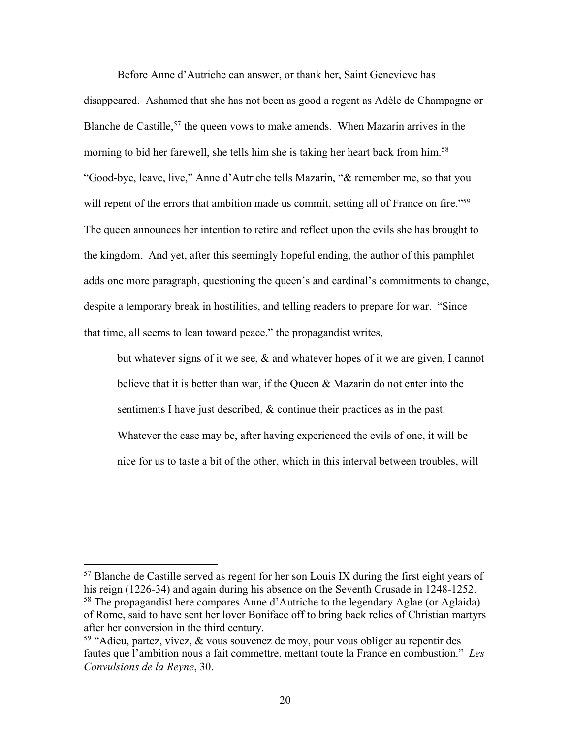Before Anne d'Autriche can answer, or thank her, Saint Genevieve has disappeared. Ashamed that she has not been as good a regent as Adèle de Champagne or Blanche de Castille,[57] the queen vows to make amends. When Mazarin arrives in the morning to bid her farewell, she tells him she is taking her heart back from him.[58] "Good-bye, leave, live," Anne d'Autriche tells Mazarin, "& remember me, so that you will repent of the errors that ambition made us commit, setting all of France on fire."[59] The queen announces her intention to retire and reflect upon the evils she has brought to the kingdom. And yet, after this seemingly hopeful ending, the author of this pamphlet adds one more paragraph, questioning the queen's and cardinal's commitments to change, despite a temporary break in hostilities, and telling readers to prepare for war. "Since that time, all seems to lean toward peace," the propagandist writes,

> but whatever signs of it we see, & and whatever hopes of it we are given, I cannot believe that it is better than war, if the Queen & Mazarin do not enter into the sentiments I have just described, & continue their practices as in the past. Whatever the case may be, after having experienced the evils of one, it will be nice for us to taste a bit of the other, which in this interval between troubles, will

---

[57] Blanche de Castille served as regent for her son Louis IX during the first eight years of his reign (1226-34) and again during his absence on the Seventh Crusade in 1248-1252.

[58] The propagandist here compares Anne d'Autriche to the legendary Aglae (or Aglaida) of Rome, said to have sent her lover Boniface off to bring back relics of Christian martyrs after her conversion in the third century.

[59] "Adieu, partez, vivez, & vous souvenez de moy, pour vous obliger au repentir des fautes que l'ambition nous a fait commettre, mettant toute la France en combustion." *Les Convulsions de la Reyne*, 30.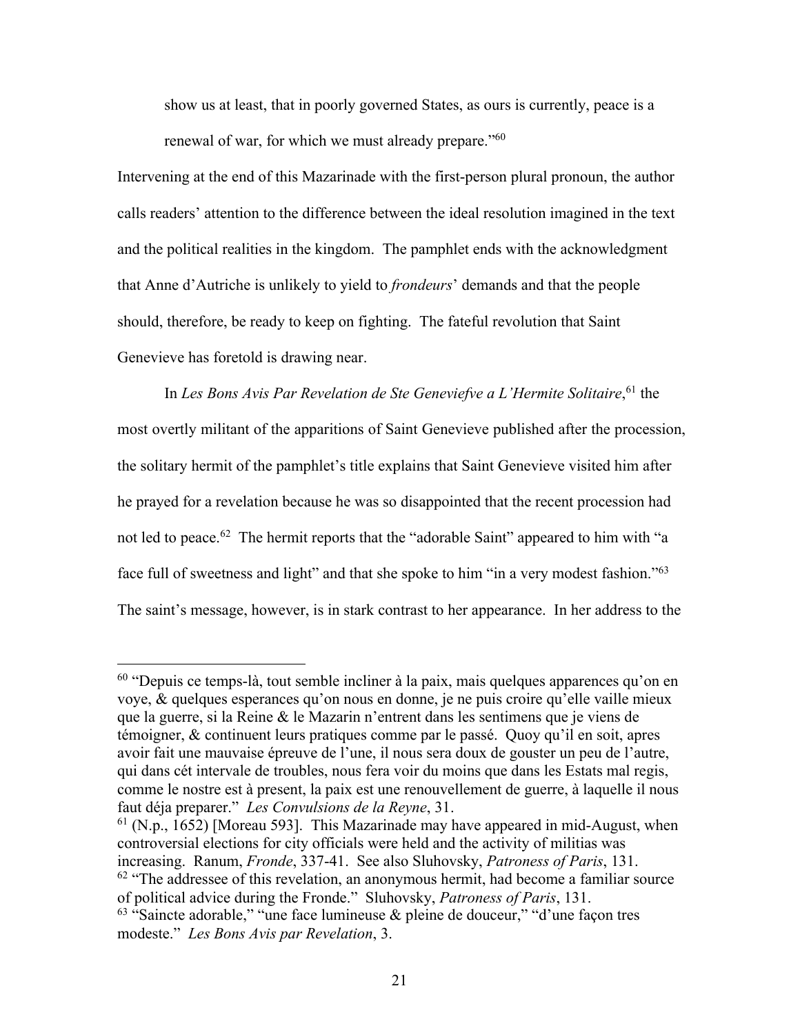show us at least, that in poorly governed States, as ours is currently, peace is a renewal of war, for which we must already prepare."[60]

Intervening at the end of this Mazarinade with the first-person plural pronoun, the author calls readers' attention to the difference between the ideal resolution imagined in the text and the political realities in the kingdom. The pamphlet ends with the acknowledgment that Anne d'Autriche is unlikely to yield to *frondeurs*' demands and that the people should, therefore, be ready to keep on fighting. The fateful revolution that Saint Genevieve has foretold is drawing near.

In *Les Bons Avis Par Revelation de Ste Geneviefve a L'Hermite Solitaire*,[61] the most overtly militant of the apparitions of Saint Genevieve published after the procession, the solitary hermit of the pamphlet's title explains that Saint Genevieve visited him after he prayed for a revelation because he was so disappointed that the recent procession had not led to peace.[62] The hermit reports that the "adorable Saint" appeared to him with "a face full of sweetness and light" and that she spoke to him "in a very modest fashion."[63] The saint's message, however, is in stark contrast to her appearance. In her address to the

---

[60] "Depuis ce temps-là, tout semble incliner à la paix, mais quelques apparences qu'on en voye, & quelques esperances qu'on nous en donne, je ne puis croire qu'elle vaille mieux que la guerre, si la Reine & le Mazarin n'entrent dans les sentimens que je viens de témoigner, & continuent leurs pratiques comme par le passé. Quoy qu'il en soit, apres avoir fait une mauvaise épreuve de l'une, il nous sera doux de gouster un peu de l'autre, qui dans cét intervale de troubles, nous fera voir du moins que dans les Estats mal regis, comme le nostre est à present, la paix est une renouvellement de guerre, à laquelle il nous faut déja preparer." *Les Convulsions de la Reyne*, 31.

[61] (N.p., 1652) [Moreau 593]. This Mazarinade may have appeared in mid-August, when controversial elections for city officials were held and the activity of militias was increasing. Ranum, *Fronde*, 337-41. See also Sluhovsky, *Patroness of Paris*, 131.

[62] "The addressee of this revelation, an anonymous hermit, had become a familiar source of political advice during the Fronde." Sluhovsky, *Patroness of Paris*, 131.

[63] "Saincte adorable," "une face lumineuse & pleine de douceur," "d'une façon tres modeste." *Les Bons Avis par Revelation*, 3.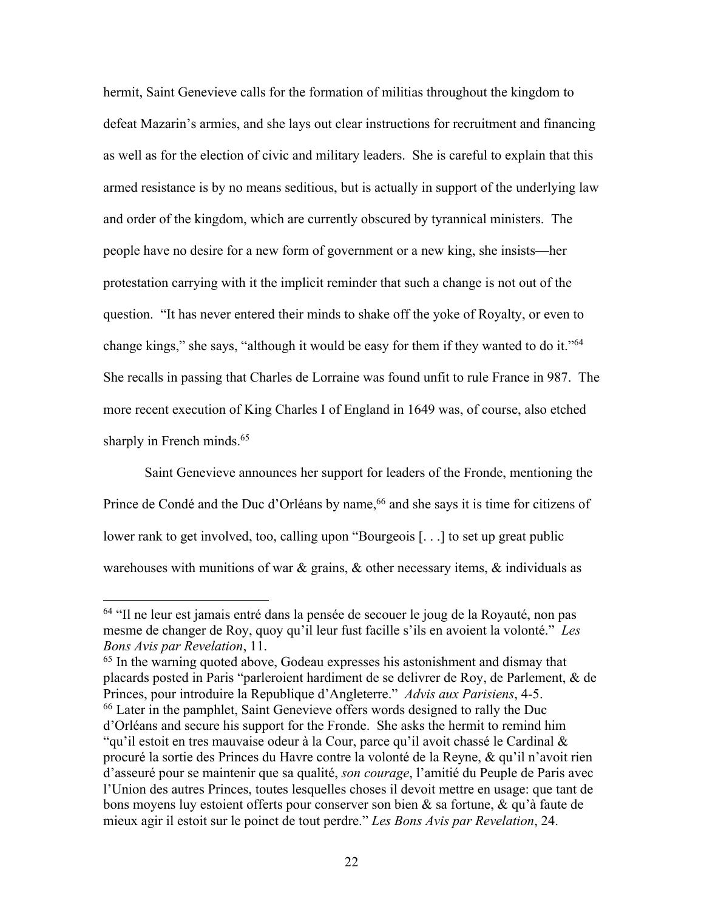hermit, Saint Genevieve calls for the formation of militias throughout the kingdom to defeat Mazarin's armies, and she lays out clear instructions for recruitment and financing as well as for the election of civic and military leaders. She is careful to explain that this armed resistance is by no means seditious, but is actually in support of the underlying law and order of the kingdom, which are currently obscured by tyrannical ministers. The people have no desire for a new form of government or a new king, she insists—her protestation carrying with it the implicit reminder that such a change is not out of the question. "It has never entered their minds to shake off the yoke of Royalty, or even to change kings," she says, "although it would be easy for them if they wanted to do it."[64] She recalls in passing that Charles de Lorraine was found unfit to rule France in 987. The more recent execution of King Charles I of England in 1649 was, of course, also etched sharply in French minds.[65]

Saint Genevieve announces her support for leaders of the Fronde, mentioning the Prince de Condé and the Duc d'Orléans by name,[66] and she says it is time for citizens of lower rank to get involved, too, calling upon "Bourgeois [. . .] to set up great public warehouses with munitions of war & grains, & other necessary items, & individuals as

---

[64] "Il ne leur est jamais entré dans la pensée de secouer le joug de la Royauté, non pas mesme de changer de Roy, quoy qu'il leur fust facille s'ils en avoient la volonté." *Les Bons Avis par Revelation*, 11.

[65] In the warning quoted above, Godeau expresses his astonishment and dismay that placards posted in Paris "parleroient hardiment de se delivrer de Roy, de Parlement, & de Princes, pour introduire la Republique d'Angleterre." *Advis aux Parisiens*, 4-5.

[66] Later in the pamphlet, Saint Genevieve offers words designed to rally the Duc d'Orléans and secure his support for the Fronde. She asks the hermit to remind him "qu'il estoit en tres mauvaise odeur à la Cour, parce qu'il avoit chassé le Cardinal & procuré la sortie des Princes du Havre contre la volonté de la Reyne, & qu'il n'avoit rien d'asseuré pour se maintenir que sa qualité, *son courage*, l'amitié du Peuple de Paris avec l'Union des autres Princes, toutes lesquelles choses il devoit mettre en usage: que tant de bons moyens luy estoient offerts pour conserver son bien & sa fortune, & qu'à faute de mieux agir il estoit sur le poinct de tout perdre." *Les Bons Avis par Revelation*, 24.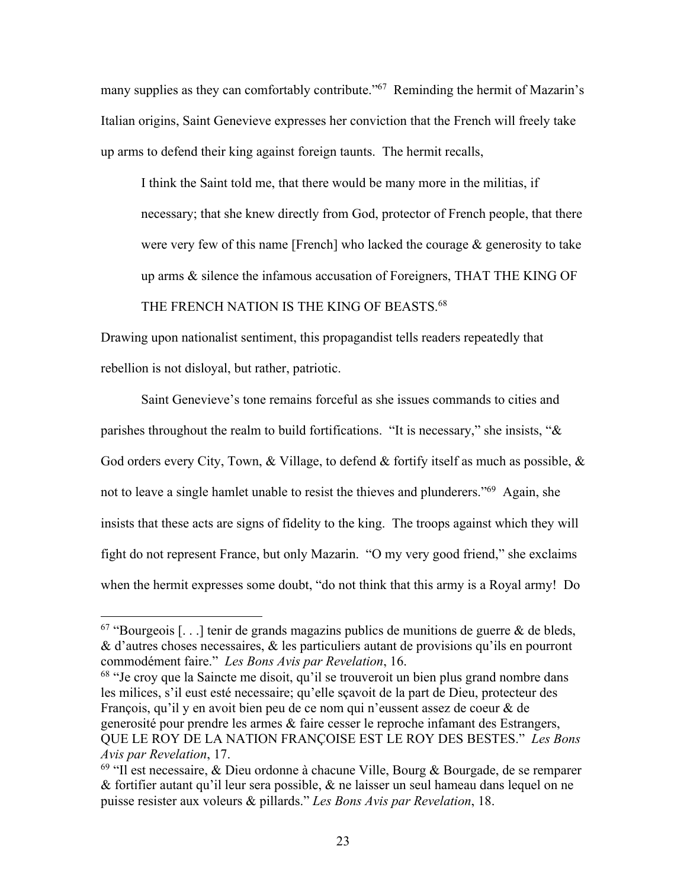many supplies as they can comfortably contribute."[67] Reminding the hermit of Mazarin's Italian origins, Saint Genevieve expresses her conviction that the French will freely take up arms to defend their king against foreign taunts. The hermit recalls,

> I think the Saint told me, that there would be many more in the militias, if necessary; that she knew directly from God, protector of French people, that there were very few of this name [French] who lacked the courage & generosity to take up arms & silence the infamous accusation of Foreigners, THAT THE KING OF THE FRENCH NATION IS THE KING OF BEASTS.[68]

Drawing upon nationalist sentiment, this propagandist tells readers repeatedly that rebellion is not disloyal, but rather, patriotic.

Saint Genevieve's tone remains forceful as she issues commands to cities and parishes throughout the realm to build fortifications. "It is necessary," she insists, "& God orders every City, Town, & Village, to defend & fortify itself as much as possible, & not to leave a single hamlet unable to resist the thieves and plunderers."[69] Again, she insists that these acts are signs of fidelity to the king. The troops against which they will fight do not represent France, but only Mazarin. "O my very good friend," she exclaims when the hermit expresses some doubt, "do not think that this army is a Royal army! Do

---

[67] "Bourgeois [. . .] tenir de grands magazins publics de munitions de guerre & de bleds, & d'autres choses necessaires, & les particuliers autant de provisions qu'ils en pourront commodément faire." *Les Bons Avis par Revelation*, 16.

[68] "Je croy que la Saincte me disoit, qu'il se trouveroit un bien plus grand nombre dans les milices, s'il eust esté necessaire; qu'elle sçavoit de la part de Dieu, protecteur des François, qu'il y en avoit bien peu de ce nom qui n'eussent assez de coeur & de generosité pour prendre les armes & faire cesser le reproche infamant des Estrangers, QUE LE ROY DE LA NATION FRANÇOISE EST LE ROY DES BESTES." *Les Bons Avis par Revelation*, 17.

[69] "Il est necessaire, & Dieu ordonne à chacune Ville, Bourg & Bourgade, de se remparer & fortifier autant qu'il leur sera possible, & ne laisser un seul hameau dans lequel on ne puisse resister aux voleurs & pillards." *Les Bons Avis par Revelation*, 18.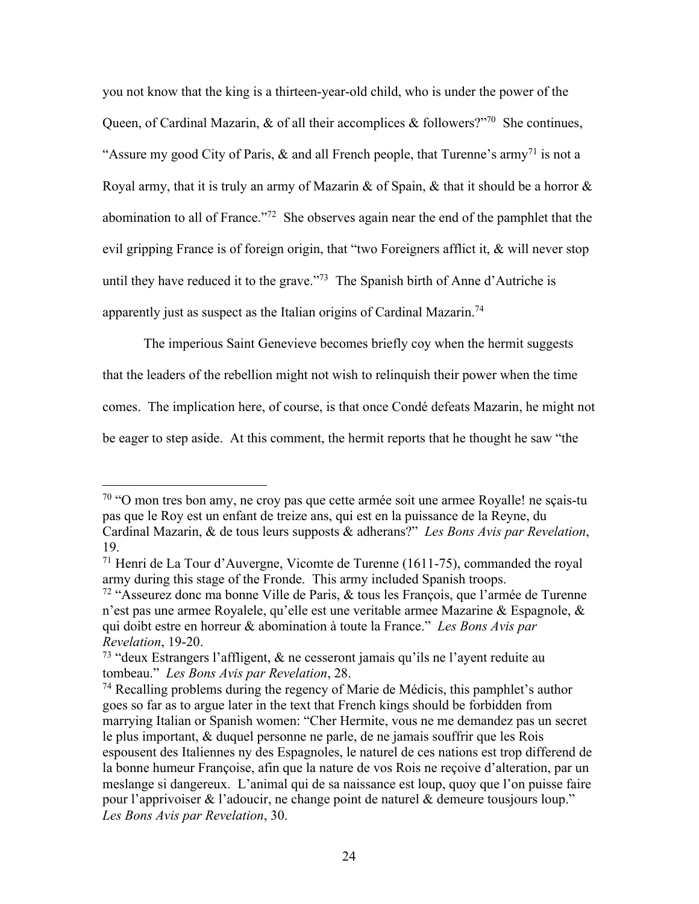you not know that the king is a thirteen-year-old child, who is under the power of the Queen, of Cardinal Mazarin, & of all their accomplices & followers?"[70] She continues, "Assure my good City of Paris, & and all French people, that Turenne's army[71] is not a Royal army, that it is truly an army of Mazarin & of Spain, & that it should be a horror & abomination to all of France."[72] She observes again near the end of the pamphlet that the evil gripping France is of foreign origin, that "two Foreigners afflict it, & will never stop until they have reduced it to the grave."[73] The Spanish birth of Anne d'Autriche is apparently just as suspect as the Italian origins of Cardinal Mazarin.[74]

The imperious Saint Genevieve becomes briefly coy when the hermit suggests that the leaders of the rebellion might not wish to relinquish their power when the time comes. The implication here, of course, is that once Condé defeats Mazarin, he might not be eager to step aside. At this comment, the hermit reports that he thought he saw "the

---

[70] "O mon tres bon amy, ne croy pas que cette armée soit une armee Royalle! ne sçais-tu pas que le Roy est un enfant de treize ans, qui est en la puissance de la Reyne, du Cardinal Mazarin, & de tous leurs supposts & adherans?" *Les Bons Avis par Revelation*, 19.

[71] Henri de La Tour d'Auvergne, Vicomte de Turenne (1611-75), commanded the royal army during this stage of the Fronde. This army included Spanish troops.

[72] "Asseurez donc ma bonne Ville de Paris, & tous les François, que l'armée de Turenne n'est pas une armee Royalele, qu'elle est une veritable armee Mazarine & Espagnole, & qui doibt estre en horreur & abomination à toute la France." *Les Bons Avis par Revelation*, 19-20.

[73] "deux Estrangers l'affligent, & ne cesseront jamais qu'ils ne l'ayent reduite au tombeau." *Les Bons Avis par Revelation*, 28.

[74] Recalling problems during the regency of Marie de Médicis, this pamphlet's author goes so far as to argue later in the text that French kings should be forbidden from marrying Italian or Spanish women: "Cher Hermite, vous ne me demandez pas un secret le plus important, & duquel personne ne parle, de ne jamais souffrir que les Rois espousent des Italiennes ny des Espagnoles, le naturel de ces nations est trop differend de la bonne humeur Françoise, afin que la nature de vos Rois ne reçoive d'alteration, par un meslange si dangereux. L'animal qui de sa naissance est loup, quoy que l'on puisse faire pour l'apprivoiser & l'adoucir, ne change point de naturel & demeure tousjours loup." *Les Bons Avis par Revelation*, 30.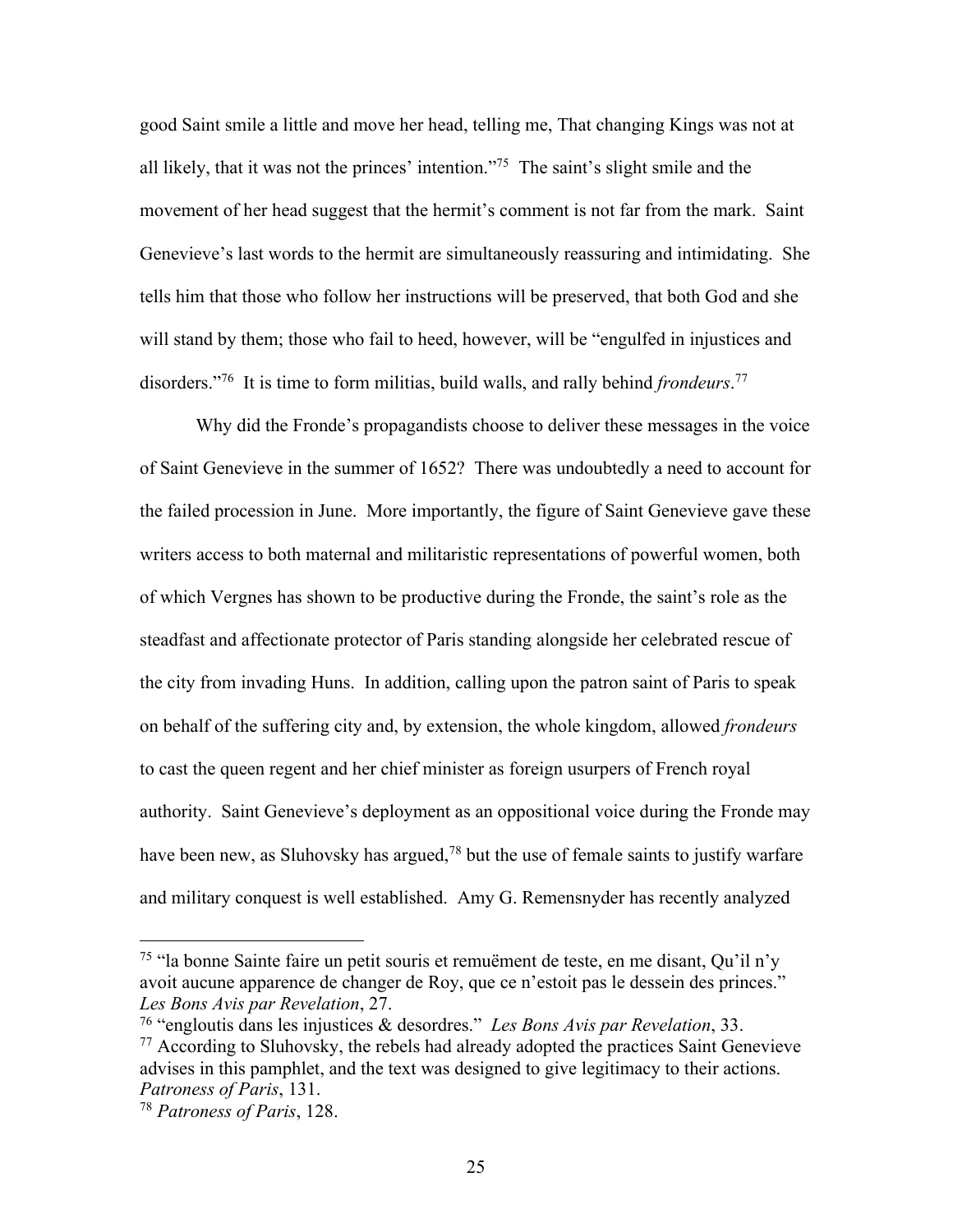good Saint smile a little and move her head, telling me, That changing Kings was not at all likely, that it was not the princes' intention."[75] The saint's slight smile and the movement of her head suggest that the hermit's comment is not far from the mark. Saint Genevieve's last words to the hermit are simultaneously reassuring and intimidating. She tells him that those who follow her instructions will be preserved, that both God and she will stand by them; those who fail to heed, however, will be "engulfed in injustices and disorders."[76] It is time to form militias, build walls, and rally behind *frondeurs*.[77]

Why did the Fronde's propagandists choose to deliver these messages in the voice of Saint Genevieve in the summer of 1652? There was undoubtedly a need to account for the failed procession in June. More importantly, the figure of Saint Genevieve gave these writers access to both maternal and militaristic representations of powerful women, both of which Vergnes has shown to be productive during the Fronde, the saint's role as the steadfast and affectionate protector of Paris standing alongside her celebrated rescue of the city from invading Huns. In addition, calling upon the patron saint of Paris to speak on behalf of the suffering city and, by extension, the whole kingdom, allowed *frondeurs* to cast the queen regent and her chief minister as foreign usurpers of French royal authority. Saint Genevieve's deployment as an oppositional voice during the Fronde may have been new, as Sluhovsky has argued,[78] but the use of female saints to justify warfare and military conquest is well established. Amy G. Remensnyder has recently analyzed

---

[75] "la bonne Sainte faire un petit souris et remuëment de teste, en me disant, Qu'il n'y avoit aucune apparence de changer de Roy, que ce n'estoit pas le dessein des princes." *Les Bons Avis par Revelation*, 27.

[76] "engloutis dans les injustices & desordres." *Les Bons Avis par Revelation*, 33.

[77] According to Sluhovsky, the rebels had already adopted the practices Saint Genevieve advises in this pamphlet, and the text was designed to give legitimacy to their actions. *Patroness of Paris*, 131.

[78] *Patroness of Paris*, 128.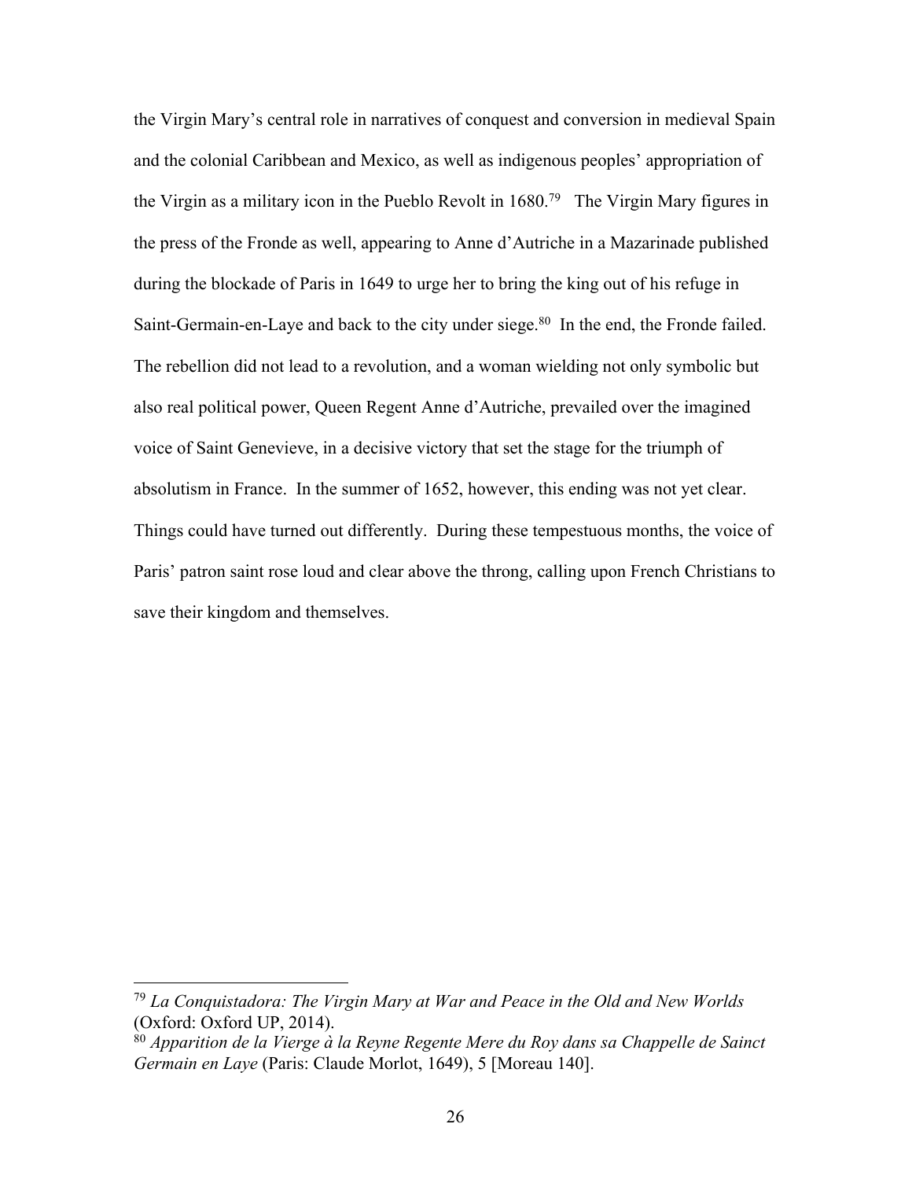the Virgin Mary's central role in narratives of conquest and conversion in medieval Spain and the colonial Caribbean and Mexico, as well as indigenous peoples' appropriation of the Virgin as a military icon in the Pueblo Revolt in 1680.[79] The Virgin Mary figures in the press of the Fronde as well, appearing to Anne d'Autriche in a Mazarinade published during the blockade of Paris in 1649 to urge her to bring the king out of his refuge in Saint-Germain-en-Laye and back to the city under siege.[80] In the end, the Fronde failed. The rebellion did not lead to a revolution, and a woman wielding not only symbolic but also real political power, Queen Regent Anne d'Autriche, prevailed over the imagined voice of Saint Genevieve, in a decisive victory that set the stage for the triumph of absolutism in France. In the summer of 1652, however, this ending was not yet clear. Things could have turned out differently. During these tempestuous months, the voice of Paris' patron saint rose loud and clear above the throng, calling upon French Christians to save their kingdom and themselves.

---

[79] *La Conquistadora: The Virgin Mary at War and Peace in the Old and New Worlds* (Oxford: Oxford UP, 2014).

[80] *Apparition de la Vierge à la Reyne Regente Mere du Roy dans sa Chappelle de Sainct Germain en Laye* (Paris: Claude Morlot, 1649), 5 [Moreau 140].